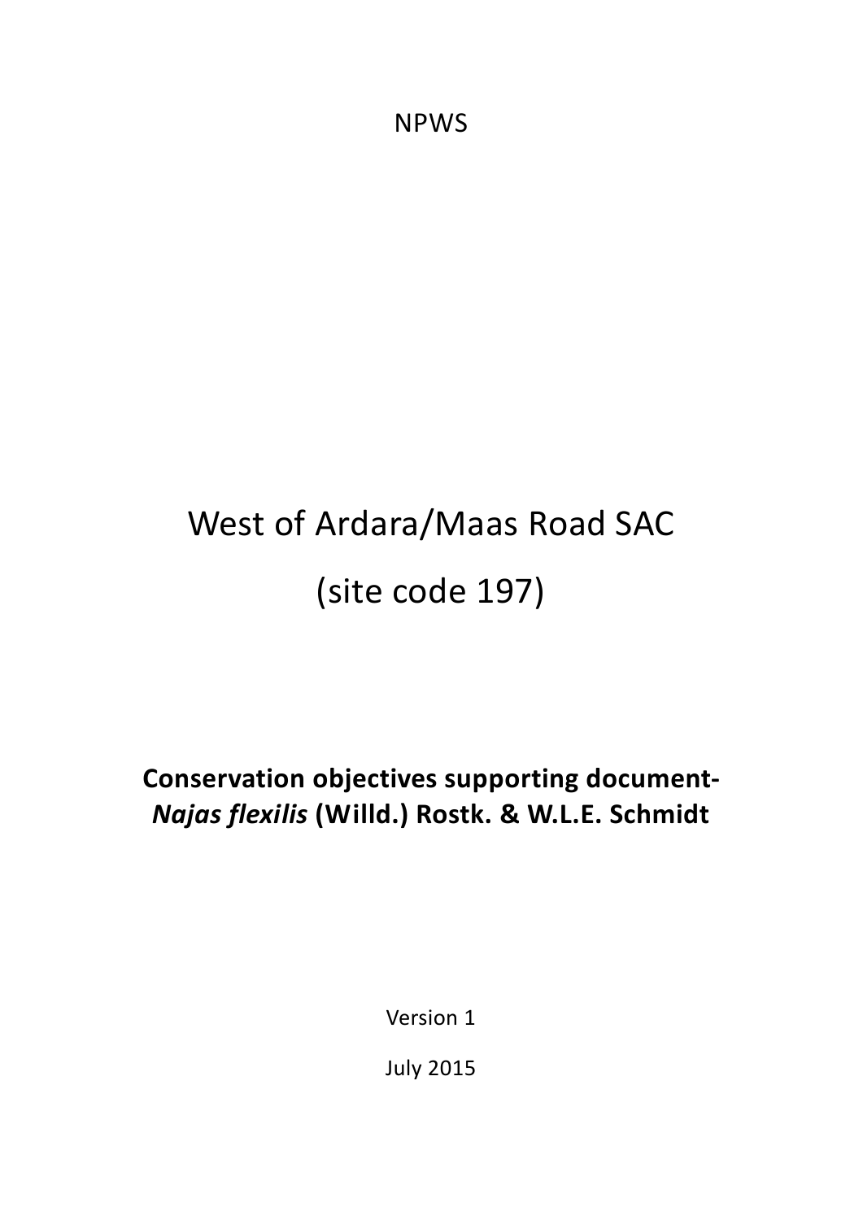NPWS

# West of Ardara/Maas Road SAC

# (site code 197)

**Conservation objectives supporting document-** ***Najas flexilis*** **(Willd.) Rostk. & W.L.E. Schmidt**

Version 1

July 2015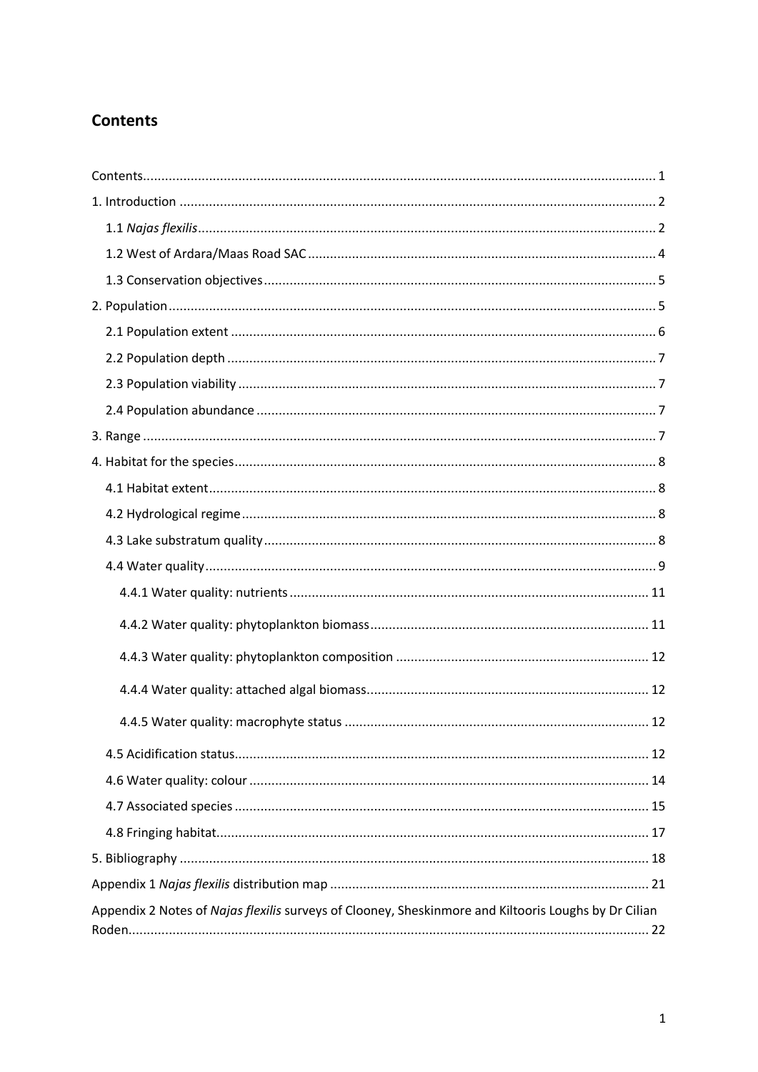## Contents

Contents....................................................................................................................................... 1

1. Introduction ............................................................................................................................. 2

   1.1 *Najas flexilis*......................................................................................................................... 2

   1.2 West of Ardara/Maas Road SAC ............................................................................................ 4

   1.3 Conservation objectives......................................................................................................... 5

2. Population .................................................................................................................................. 5

   2.1 Population extent .................................................................................................................. 6

   2.2 Population depth ................................................................................................................... 7

   2.3 Population viability ................................................................................................................ 7

   2.4 Population abundance .......................................................................................................... 7

3. Range ........................................................................................................................................... 7

4. Habitat for the species................................................................................................................ 8

   4.1 Habitat extent........................................................................................................................ 8

   4.2 Hydrological regime ............................................................................................................... 8

   4.3 Lake substratum quality......................................................................................................... 8

   4.4 Water quality.......................................................................................................................... 9

      4.4.1 Water quality: nutrients ................................................................................................ 11

      4.4.2 Water quality: phytoplankton biomass.......................................................................... 11

      4.4.3 Water quality: phytoplankton composition ................................................................... 12

      4.4.4 Water quality: attached algal biomass........................................................................... 12

      4.4.5 Water quality: macrophyte status ................................................................................. 12

   4.5 Acidification status............................................................................................................... 12

   4.6 Water quality: colour ........................................................................................................... 14

   4.7 Associated species ............................................................................................................... 15

   4.8 Fringing habitat.................................................................................................................... 17

5. Bibliography .............................................................................................................................. 18

Appendix 1 *Najas flexilis* distribution map ................................................................................... 21

Appendix 2 Notes of *Najas flexilis* surveys of Clooney, Sheskinmore and Kiltooris Loughs by Dr Cilian Roden.................................................................................................................................... 22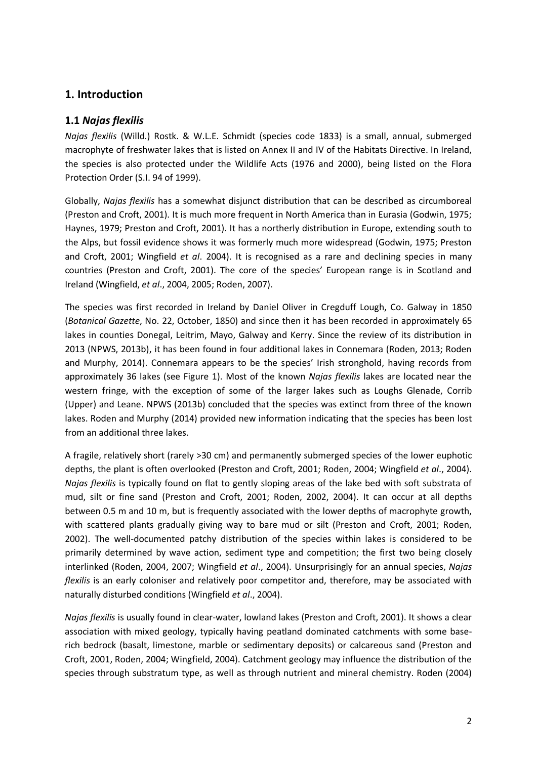## 1. Introduction

### 1.1 *Najas flexilis*

*Najas flexilis* (Willd.) Rostk. & W.L.E. Schmidt (species code 1833) is a small, annual, submerged macrophyte of freshwater lakes that is listed on Annex II and IV of the Habitats Directive. In Ireland, the species is also protected under the Wildlife Acts (1976 and 2000), being listed on the Flora Protection Order (S.I. 94 of 1999).

Globally, *Najas flexilis* has a somewhat disjunct distribution that can be described as circumboreal (Preston and Croft, 2001). It is much more frequent in North America than in Eurasia (Godwin, 1975; Haynes, 1979; Preston and Croft, 2001). It has a northerly distribution in Europe, extending south to the Alps, but fossil evidence shows it was formerly much more widespread (Godwin, 1975; Preston and Croft, 2001; Wingfield *et al*. 2004). It is recognised as a rare and declining species in many countries (Preston and Croft, 2001). The core of the species' European range is in Scotland and Ireland (Wingfield, *et al*., 2004, 2005; Roden, 2007).

The species was first recorded in Ireland by Daniel Oliver in Cregduff Lough, Co. Galway in 1850 (*Botanical Gazette*, No. 22, October, 1850) and since then it has been recorded in approximately 65 lakes in counties Donegal, Leitrim, Mayo, Galway and Kerry. Since the review of its distribution in 2013 (NPWS, 2013b), it has been found in four additional lakes in Connemara (Roden, 2013; Roden and Murphy, 2014). Connemara appears to be the species' Irish stronghold, having records from approximately 36 lakes (see Figure 1). Most of the known *Najas flexilis* lakes are located near the western fringe, with the exception of some of the larger lakes such as Loughs Glenade, Corrib (Upper) and Leane. NPWS (2013b) concluded that the species was extinct from three of the known lakes. Roden and Murphy (2014) provided new information indicating that the species has been lost from an additional three lakes.

A fragile, relatively short (rarely >30 cm) and permanently submerged species of the lower euphotic depths, the plant is often overlooked (Preston and Croft, 2001; Roden, 2004; Wingfield *et al*., 2004). *Najas flexilis* is typically found on flat to gently sloping areas of the lake bed with soft substrata of mud, silt or fine sand (Preston and Croft, 2001; Roden, 2002, 2004). It can occur at all depths between 0.5 m and 10 m, but is frequently associated with the lower depths of macrophyte growth, with scattered plants gradually giving way to bare mud or silt (Preston and Croft, 2001; Roden, 2002). The well-documented patchy distribution of the species within lakes is considered to be primarily determined by wave action, sediment type and competition; the first two being closely interlinked (Roden, 2004, 2007; Wingfield *et al*., 2004). Unsurprisingly for an annual species, *Najas flexilis* is an early coloniser and relatively poor competitor and, therefore, may be associated with naturally disturbed conditions (Wingfield *et al*., 2004).

*Najas flexilis* is usually found in clear-water, lowland lakes (Preston and Croft, 2001). It shows a clear association with mixed geology, typically having peatland dominated catchments with some base-rich bedrock (basalt, limestone, marble or sedimentary deposits) or calcareous sand (Preston and Croft, 2001, Roden, 2004; Wingfield, 2004). Catchment geology may influence the distribution of the species through substratum type, as well as through nutrient and mineral chemistry. Roden (2004)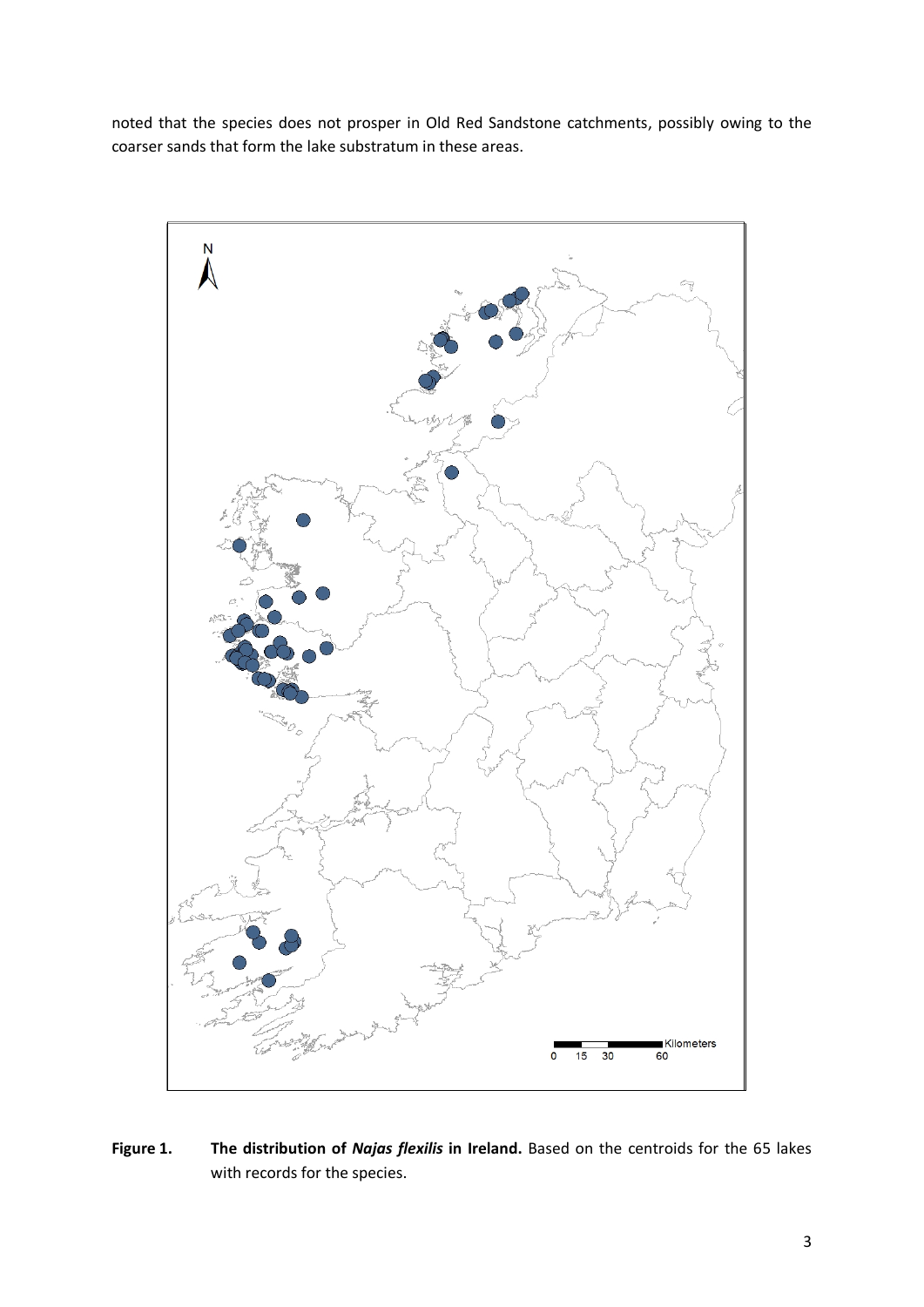noted that the species does not prosper in Old Red Sandstone catchments, possibly owing to the coarser sands that form the lake substratum in these areas.

N

Kilometers
0 15 30 60

**Figure 1. The distribution of *Najas flexilis* in Ireland.** Based on the centroids for the 65 lakes with records for the species.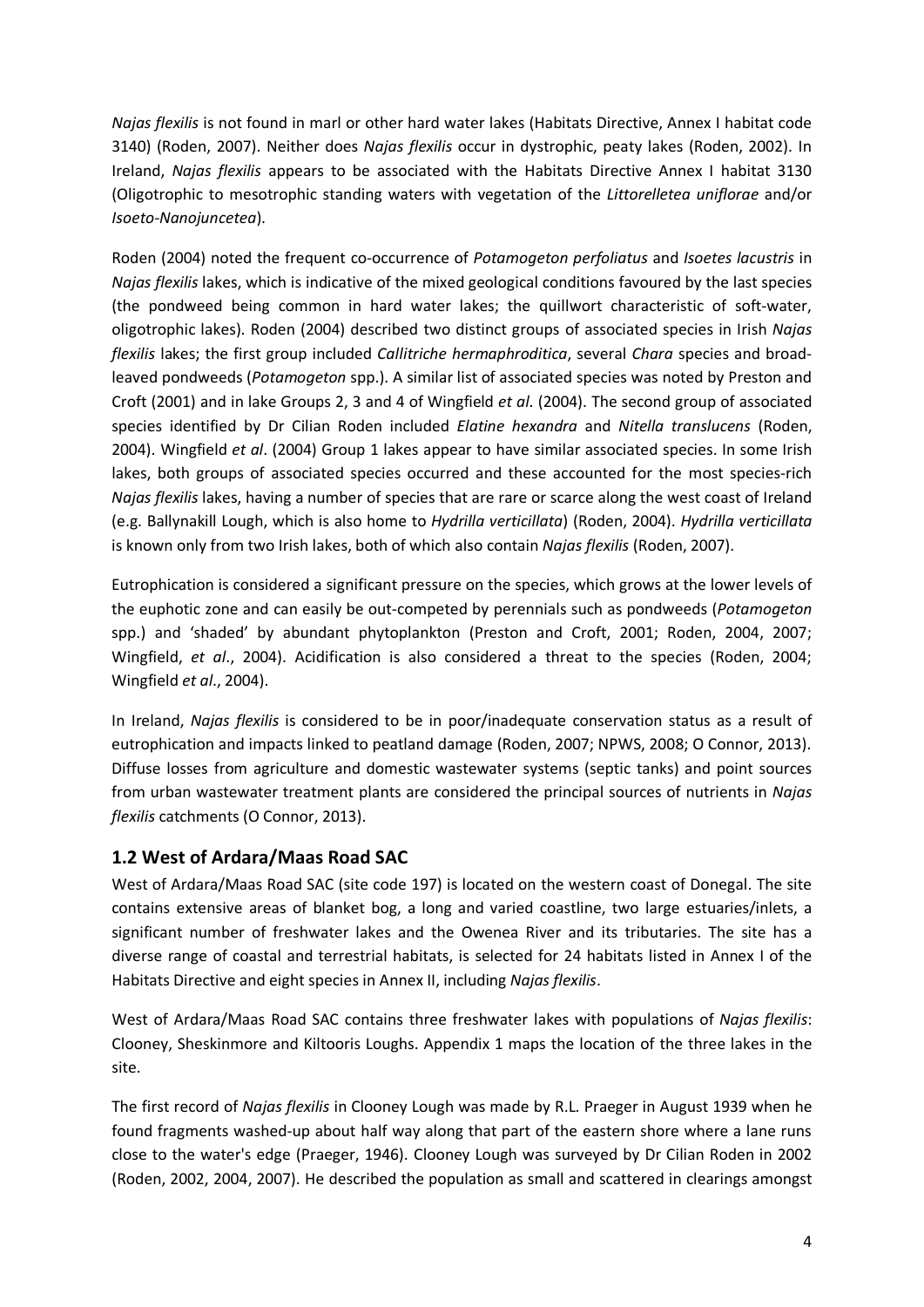*Najas flexilis* is not found in marl or other hard water lakes (Habitats Directive, Annex I habitat code 3140) (Roden, 2007). Neither does *Najas flexilis* occur in dystrophic, peaty lakes (Roden, 2002). In Ireland, *Najas flexilis* appears to be associated with the Habitats Directive Annex I habitat 3130 (Oligotrophic to mesotrophic standing waters with vegetation of the *Littorelletea uniflorae* and/or *Isoeto-Nanojuncetea*).

Roden (2004) noted the frequent co-occurrence of *Potamogeton perfoliatus* and *Isoetes lacustris* in *Najas flexilis* lakes, which is indicative of the mixed geological conditions favoured by the last species (the pondweed being common in hard water lakes; the quillwort characteristic of soft-water, oligotrophic lakes). Roden (2004) described two distinct groups of associated species in Irish *Najas flexilis* lakes; the first group included *Callitriche hermaphroditica*, several *Chara* species and broad-leaved pondweeds (*Potamogeton* spp.). A similar list of associated species was noted by Preston and Croft (2001) and in lake Groups 2, 3 and 4 of Wingfield *et al*. (2004). The second group of associated species identified by Dr Cilian Roden included *Elatine hexandra* and *Nitella translucens* (Roden, 2004). Wingfield *et al*. (2004) Group 1 lakes appear to have similar associated species. In some Irish lakes, both groups of associated species occurred and these accounted for the most species-rich *Najas flexilis* lakes, having a number of species that are rare or scarce along the west coast of Ireland (e.g. Ballynakill Lough, which is also home to *Hydrilla verticillata*) (Roden, 2004). *Hydrilla verticillata* is known only from two Irish lakes, both of which also contain *Najas flexilis* (Roden, 2007).

Eutrophication is considered a significant pressure on the species, which grows at the lower levels of the euphotic zone and can easily be out-competed by perennials such as pondweeds (*Potamogeton* spp.) and 'shaded' by abundant phytoplankton (Preston and Croft, 2001; Roden, 2004, 2007; Wingfield, *et al*., 2004). Acidification is also considered a threat to the species (Roden, 2004; Wingfield *et al*., 2004).

In Ireland, *Najas flexilis* is considered to be in poor/inadequate conservation status as a result of eutrophication and impacts linked to peatland damage (Roden, 2007; NPWS, 2008; O Connor, 2013). Diffuse losses from agriculture and domestic wastewater systems (septic tanks) and point sources from urban wastewater treatment plants are considered the principal sources of nutrients in *Najas flexilis* catchments (O Connor, 2013).

## 1.2 West of Ardara/Maas Road SAC

West of Ardara/Maas Road SAC (site code 197) is located on the western coast of Donegal. The site contains extensive areas of blanket bog, a long and varied coastline, two large estuaries/inlets, a significant number of freshwater lakes and the Owenea River and its tributaries. The site has a diverse range of coastal and terrestrial habitats, is selected for 24 habitats listed in Annex I of the Habitats Directive and eight species in Annex II, including *Najas flexilis*.

West of Ardara/Maas Road SAC contains three freshwater lakes with populations of *Najas flexilis*: Clooney, Sheskinmore and Kiltooris Loughs. Appendix 1 maps the location of the three lakes in the site.

The first record of *Najas flexilis* in Clooney Lough was made by R.L. Praeger in August 1939 when he found fragments washed-up about half way along that part of the eastern shore where a lane runs close to the water's edge (Praeger, 1946). Clooney Lough was surveyed by Dr Cilian Roden in 2002 (Roden, 2002, 2004, 2007). He described the population as small and scattered in clearings amongst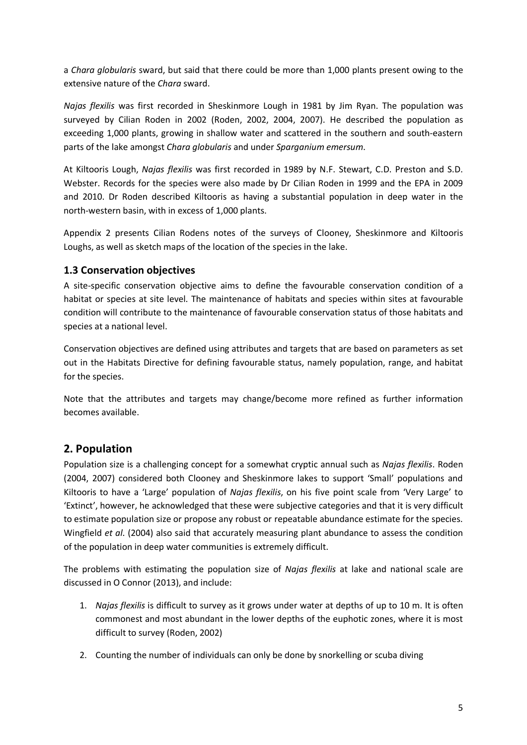a *Chara globularis* sward, but said that there could be more than 1,000 plants present owing to the extensive nature of the *Chara* sward.

*Najas flexilis* was first recorded in Sheskinmore Lough in 1981 by Jim Ryan. The population was surveyed by Cilian Roden in 2002 (Roden, 2002, 2004, 2007). He described the population as exceeding 1,000 plants, growing in shallow water and scattered in the southern and south-eastern parts of the lake amongst *Chara globularis* and under *Sparganium emersum*.

At Kiltooris Lough, *Najas flexilis* was first recorded in 1989 by N.F. Stewart, C.D. Preston and S.D. Webster. Records for the species were also made by Dr Cilian Roden in 1999 and the EPA in 2009 and 2010. Dr Roden described Kiltooris as having a substantial population in deep water in the north-western basin, with in excess of 1,000 plants.

Appendix 2 presents Cilian Rodens notes of the surveys of Clooney, Sheskinmore and Kiltooris Loughs, as well as sketch maps of the location of the species in the lake.

### 1.3 Conservation objectives

A site-specific conservation objective aims to define the favourable conservation condition of a habitat or species at site level. The maintenance of habitats and species within sites at favourable condition will contribute to the maintenance of favourable conservation status of those habitats and species at a national level.

Conservation objectives are defined using attributes and targets that are based on parameters as set out in the Habitats Directive for defining favourable status, namely population, range, and habitat for the species.

Note that the attributes and targets may change/become more refined as further information becomes available.

## 2. Population

Population size is a challenging concept for a somewhat cryptic annual such as *Najas flexilis*. Roden (2004, 2007) considered both Clooney and Sheskinmore lakes to support 'Small' populations and Kiltooris to have a 'Large' population of *Najas flexilis*, on his five point scale from 'Very Large' to 'Extinct', however, he acknowledged that these were subjective categories and that it is very difficult to estimate population size or propose any robust or repeatable abundance estimate for the species. Wingfield *et al*. (2004) also said that accurately measuring plant abundance to assess the condition of the population in deep water communities is extremely difficult.

The problems with estimating the population size of *Najas flexilis* at lake and national scale are discussed in O Connor (2013), and include:

1. *Najas flexilis* is difficult to survey as it grows under water at depths of up to 10 m. It is often commonest and most abundant in the lower depths of the euphotic zones, where it is most difficult to survey (Roden, 2002)

2. Counting the number of individuals can only be done by snorkelling or scuba diving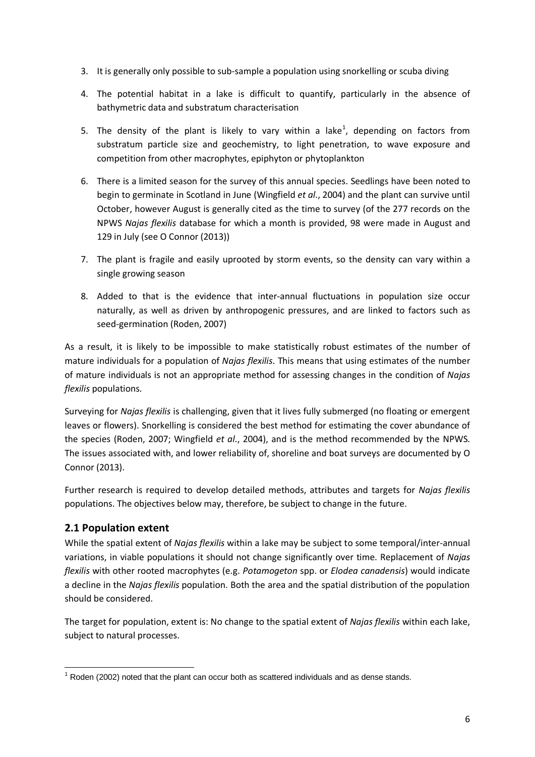3. It is generally only possible to sub-sample a population using snorkelling or scuba diving

4. The potential habitat in a lake is difficult to quantify, particularly in the absence of bathymetric data and substratum characterisation

5. The density of the plant is likely to vary within a lake[1], depending on factors from substratum particle size and geochemistry, to light penetration, to wave exposure and competition from other macrophytes, epiphyton or phytoplankton

6. There is a limited season for the survey of this annual species. Seedlings have been noted to begin to germinate in Scotland in June (Wingfield *et al*., 2004) and the plant can survive until October, however August is generally cited as the time to survey (of the 277 records on the NPWS *Najas flexilis* database for which a month is provided, 98 were made in August and 129 in July (see O Connor (2013))

7. The plant is fragile and easily uprooted by storm events, so the density can vary within a single growing season

8. Added to that is the evidence that inter-annual fluctuations in population size occur naturally, as well as driven by anthropogenic pressures, and are linked to factors such as seed-germination (Roden, 2007)

As a result, it is likely to be impossible to make statistically robust estimates of the number of mature individuals for a population of *Najas flexilis*. This means that using estimates of the number of mature individuals is not an appropriate method for assessing changes in the condition of *Najas flexilis* populations.

Surveying for *Najas flexilis* is challenging, given that it lives fully submerged (no floating or emergent leaves or flowers). Snorkelling is considered the best method for estimating the cover abundance of the species (Roden, 2007; Wingfield *et al*., 2004), and is the method recommended by the NPWS. The issues associated with, and lower reliability of, shoreline and boat surveys are documented by O Connor (2013).

Further research is required to develop detailed methods, attributes and targets for *Najas flexilis* populations. The objectives below may, therefore, be subject to change in the future.

## 2.1 Population extent

While the spatial extent of *Najas flexilis* within a lake may be subject to some temporal/inter-annual variations, in viable populations it should not change significantly over time. Replacement of *Najas flexilis* with other rooted macrophytes (e.g. *Potamogeton* spp. or *Elodea canadensis*) would indicate a decline in the *Najas flexilis* population. Both the area and the spatial distribution of the population should be considered.

The target for population, extent is: No change to the spatial extent of *Najas flexilis* within each lake, subject to natural processes.

[1] Roden (2002) noted that the plant can occur both as scattered individuals and as dense stands.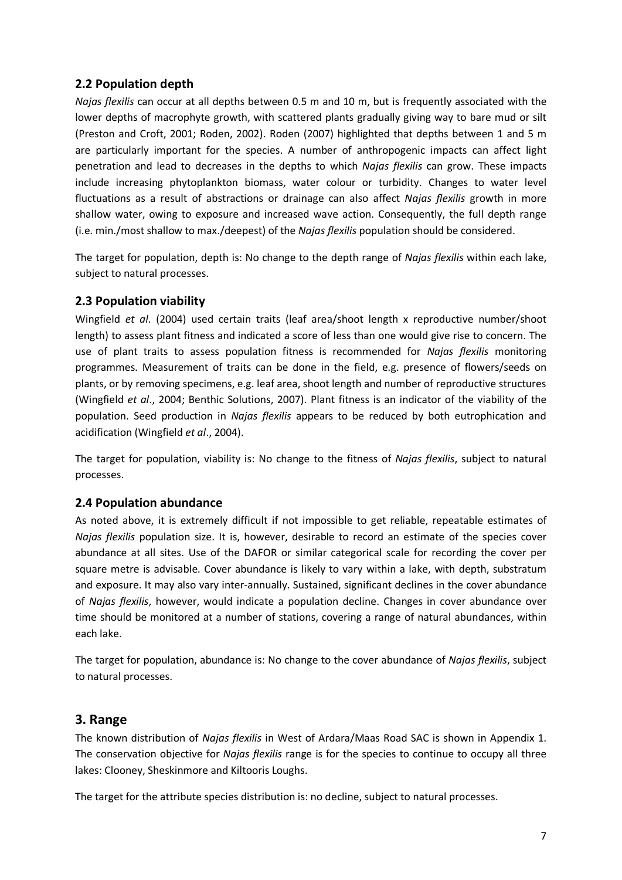## 2.2 Population depth

*Najas flexilis* can occur at all depths between 0.5 m and 10 m, but is frequently associated with the lower depths of macrophyte growth, with scattered plants gradually giving way to bare mud or silt (Preston and Croft, 2001; Roden, 2002). Roden (2007) highlighted that depths between 1 and 5 m are particularly important for the species. A number of anthropogenic impacts can affect light penetration and lead to decreases in the depths to which *Najas flexilis* can grow. These impacts include increasing phytoplankton biomass, water colour or turbidity. Changes to water level fluctuations as a result of abstractions or drainage can also affect *Najas flexilis* growth in more shallow water, owing to exposure and increased wave action. Consequently, the full depth range (i.e. min./most shallow to max./deepest) of the *Najas flexilis* population should be considered.

The target for population, depth is: No change to the depth range of *Najas flexilis* within each lake, subject to natural processes.

## 2.3 Population viability

Wingfield *et al*. (2004) used certain traits (leaf area/shoot length x reproductive number/shoot length) to assess plant fitness and indicated a score of less than one would give rise to concern. The use of plant traits to assess population fitness is recommended for *Najas flexilis* monitoring programmes. Measurement of traits can be done in the field, e.g. presence of flowers/seeds on plants, or by removing specimens, e.g. leaf area, shoot length and number of reproductive structures (Wingfield *et al*., 2004; Benthic Solutions, 2007). Plant fitness is an indicator of the viability of the population. Seed production in *Najas flexilis* appears to be reduced by both eutrophication and acidification (Wingfield *et al*., 2004).

The target for population, viability is: No change to the fitness of *Najas flexilis*, subject to natural processes.

## 2.4 Population abundance

As noted above, it is extremely difficult if not impossible to get reliable, repeatable estimates of *Najas flexilis* population size. It is, however, desirable to record an estimate of the species cover abundance at all sites. Use of the DAFOR or similar categorical scale for recording the cover per square metre is advisable. Cover abundance is likely to vary within a lake, with depth, substratum and exposure. It may also vary inter-annually. Sustained, significant declines in the cover abundance of *Najas flexilis*, however, would indicate a population decline. Changes in cover abundance over time should be monitored at a number of stations, covering a range of natural abundances, within each lake.

The target for population, abundance is: No change to the cover abundance of *Najas flexilis*, subject to natural processes.

# 3. Range

The known distribution of *Najas flexilis* in West of Ardara/Maas Road SAC is shown in Appendix 1. The conservation objective for *Najas flexilis* range is for the species to continue to occupy all three lakes: Clooney, Sheskinmore and Kiltooris Loughs.

The target for the attribute species distribution is: no decline, subject to natural processes.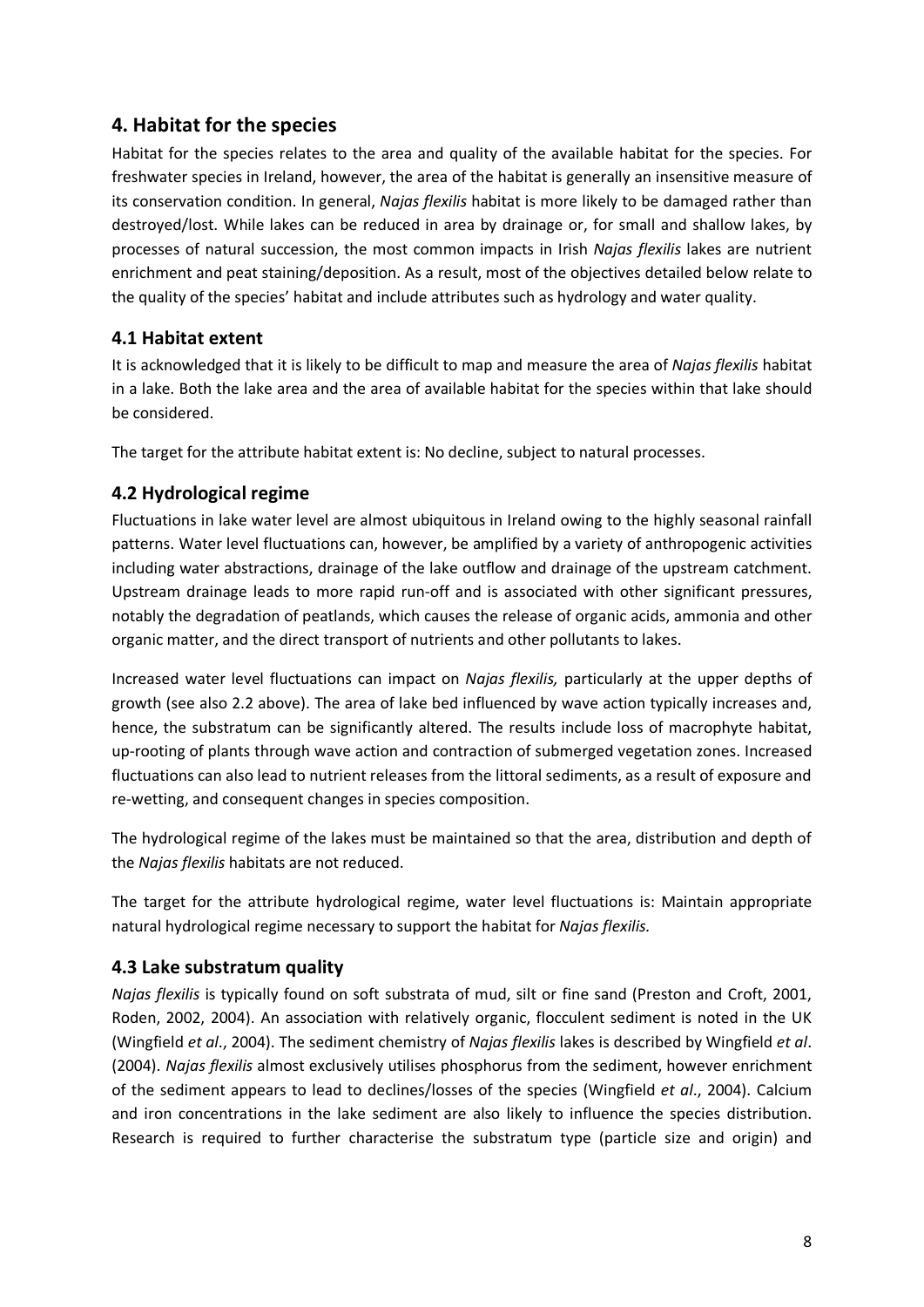## 4. Habitat for the species

Habitat for the species relates to the area and quality of the available habitat for the species. For freshwater species in Ireland, however, the area of the habitat is generally an insensitive measure of its conservation condition. In general, *Najas flexilis* habitat is more likely to be damaged rather than destroyed/lost. While lakes can be reduced in area by drainage or, for small and shallow lakes, by processes of natural succession, the most common impacts in Irish *Najas flexilis* lakes are nutrient enrichment and peat staining/deposition. As a result, most of the objectives detailed below relate to the quality of the species' habitat and include attributes such as hydrology and water quality.

### 4.1 Habitat extent

It is acknowledged that it is likely to be difficult to map and measure the area of *Najas flexilis* habitat in a lake. Both the lake area and the area of available habitat for the species within that lake should be considered.

The target for the attribute habitat extent is: No decline, subject to natural processes.

### 4.2 Hydrological regime

Fluctuations in lake water level are almost ubiquitous in Ireland owing to the highly seasonal rainfall patterns. Water level fluctuations can, however, be amplified by a variety of anthropogenic activities including water abstractions, drainage of the lake outflow and drainage of the upstream catchment. Upstream drainage leads to more rapid run-off and is associated with other significant pressures, notably the degradation of peatlands, which causes the release of organic acids, ammonia and other organic matter, and the direct transport of nutrients and other pollutants to lakes.

Increased water level fluctuations can impact on *Najas flexilis,* particularly at the upper depths of growth (see also 2.2 above). The area of lake bed influenced by wave action typically increases and, hence, the substratum can be significantly altered. The results include loss of macrophyte habitat, up-rooting of plants through wave action and contraction of submerged vegetation zones. Increased fluctuations can also lead to nutrient releases from the littoral sediments, as a result of exposure and re-wetting, and consequent changes in species composition.

The hydrological regime of the lakes must be maintained so that the area, distribution and depth of the *Najas flexilis* habitats are not reduced.

The target for the attribute hydrological regime, water level fluctuations is: Maintain appropriate natural hydrological regime necessary to support the habitat for *Najas flexilis.*

### 4.3 Lake substratum quality

*Najas flexilis* is typically found on soft substrata of mud, silt or fine sand (Preston and Croft, 2001, Roden, 2002, 2004). An association with relatively organic, flocculent sediment is noted in the UK (Wingfield *et al*., 2004). The sediment chemistry of *Najas flexilis* lakes is described by Wingfield *et al*. (2004). *Najas flexilis* almost exclusively utilises phosphorus from the sediment, however enrichment of the sediment appears to lead to declines/losses of the species (Wingfield *et al*., 2004). Calcium and iron concentrations in the lake sediment are also likely to influence the species distribution. Research is required to further characterise the substratum type (particle size and origin) and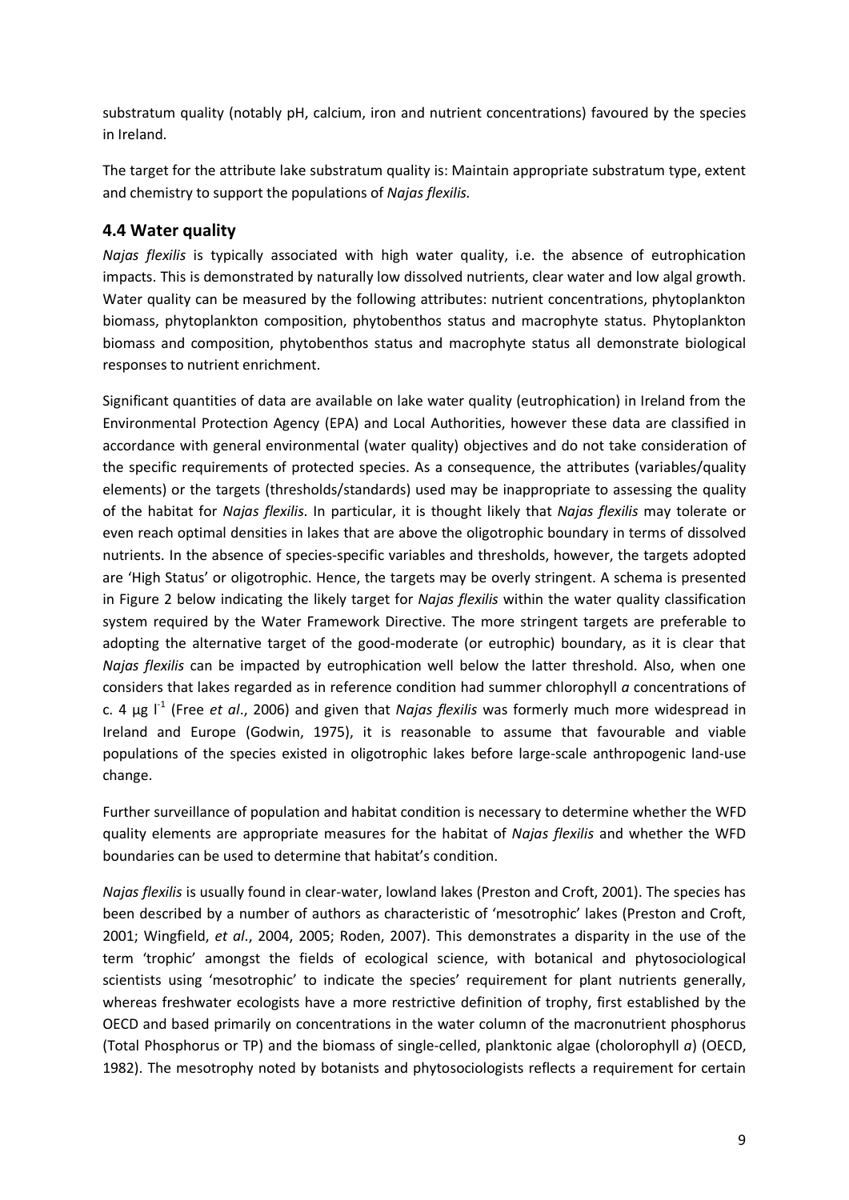substratum quality (notably pH, calcium, iron and nutrient concentrations) favoured by the species in Ireland.

The target for the attribute lake substratum quality is: Maintain appropriate substratum type, extent and chemistry to support the populations of *Najas flexilis.*

## 4.4 Water quality

*Najas flexilis* is typically associated with high water quality, i.e. the absence of eutrophication impacts. This is demonstrated by naturally low dissolved nutrients, clear water and low algal growth. Water quality can be measured by the following attributes: nutrient concentrations, phytoplankton biomass, phytoplankton composition, phytobenthos status and macrophyte status. Phytoplankton biomass and composition, phytobenthos status and macrophyte status all demonstrate biological responses to nutrient enrichment.

Significant quantities of data are available on lake water quality (eutrophication) in Ireland from the Environmental Protection Agency (EPA) and Local Authorities, however these data are classified in accordance with general environmental (water quality) objectives and do not take consideration of the specific requirements of protected species. As a consequence, the attributes (variables/quality elements) or the targets (thresholds/standards) used may be inappropriate to assessing the quality of the habitat for *Najas flexilis*. In particular, it is thought likely that *Najas flexilis* may tolerate or even reach optimal densities in lakes that are above the oligotrophic boundary in terms of dissolved nutrients. In the absence of species-specific variables and thresholds, however, the targets adopted are 'High Status' or oligotrophic. Hence, the targets may be overly stringent. A schema is presented in Figure 2 below indicating the likely target for *Najas flexilis* within the water quality classification system required by the Water Framework Directive. The more stringent targets are preferable to adopting the alternative target of the good-moderate (or eutrophic) boundary, as it is clear that *Najas flexilis* can be impacted by eutrophication well below the latter threshold. Also, when one considers that lakes regarded as in reference condition had summer chlorophyll *a* concentrations of c. 4 μg $l^{-1}$ (Free *et al*., 2006) and given that *Najas flexilis* was formerly much more widespread in Ireland and Europe (Godwin, 1975), it is reasonable to assume that favourable and viable populations of the species existed in oligotrophic lakes before large-scale anthropogenic land-use change.

Further surveillance of population and habitat condition is necessary to determine whether the WFD quality elements are appropriate measures for the habitat of *Najas flexilis* and whether the WFD boundaries can be used to determine that habitat's condition.

*Najas flexilis* is usually found in clear-water, lowland lakes (Preston and Croft, 2001). The species has been described by a number of authors as characteristic of 'mesotrophic' lakes (Preston and Croft, 2001; Wingfield, *et al*., 2004, 2005; Roden, 2007). This demonstrates a disparity in the use of the term 'trophic' amongst the fields of ecological science, with botanical and phytosociological scientists using 'mesotrophic' to indicate the species' requirement for plant nutrients generally, whereas freshwater ecologists have a more restrictive definition of trophy, first established by the OECD and based primarily on concentrations in the water column of the macronutrient phosphorus (Total Phosphorus or TP) and the biomass of single-celled, planktonic algae (cholorophyll *a*) (OECD, 1982). The mesotrophy noted by botanists and phytosociologists reflects a requirement for certain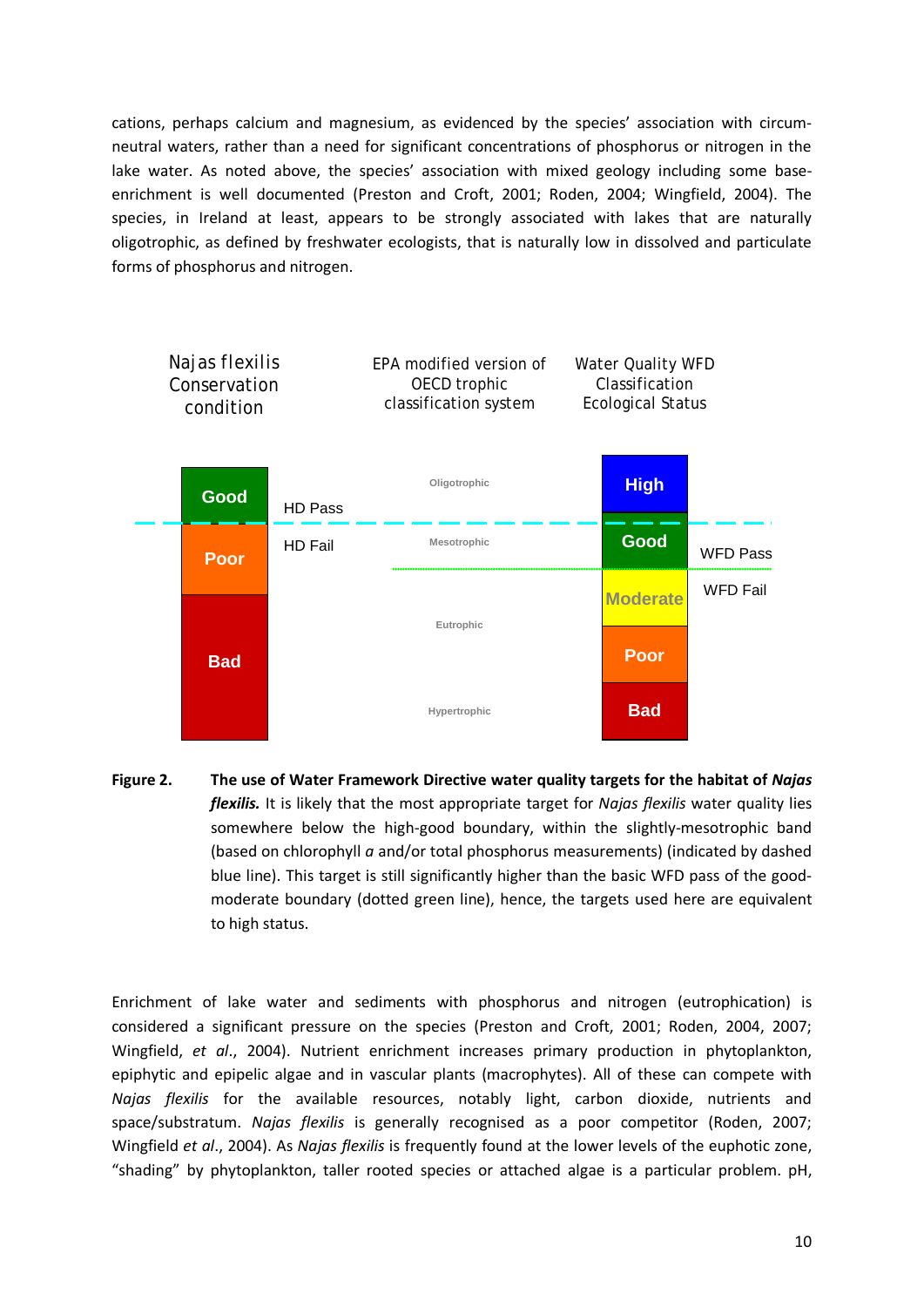cations, perhaps calcium and magnesium, as evidenced by the species' association with circum-neutral waters, rather than a need for significant concentrations of phosphorus or nitrogen in the lake water. As noted above, the species' association with mixed geology including some base-enrichment is well documented (Preston and Croft, 2001; Roden, 2004; Wingfield, 2004). The species, in Ireland at least, appears to be strongly associated with lakes that are naturally oligotrophic, as defined by freshwater ecologists, that is naturally low in dissolved and particulate forms of phosphorus and nitrogen.

Najas flexilis Conservation condition

EPA modified version of OECD trophic classification system

Water Quality WFD Classification Ecological Status

Good

HD Pass

Oligotrophic

High

Poor

HD Fail

Mesotrophic

Good

WFD Pass

Moderate

WFD Fail

Bad

Eutrophic

Poor

Hypertrophic

Bad

**Figure 2.** **The use of Water Framework Directive water quality targets for the habitat of *Najas flexilis.*** It is likely that the most appropriate target for *Najas flexilis* water quality lies somewhere below the high-good boundary, within the slightly-mesotrophic band (based on chlorophyll *a* and/or total phosphorus measurements) (indicated by dashed blue line). This target is still significantly higher than the basic WFD pass of the good-moderate boundary (dotted green line), hence, the targets used here are equivalent to high status.

Enrichment of lake water and sediments with phosphorus and nitrogen (eutrophication) is considered a significant pressure on the species (Preston and Croft, 2001; Roden, 2004, 2007; Wingfield, *et al*., 2004). Nutrient enrichment increases primary production in phytoplankton, epiphytic and epipelic algae and in vascular plants (macrophytes). All of these can compete with *Najas flexilis* for the available resources, notably light, carbon dioxide, nutrients and space/substratum. *Najas flexilis* is generally recognised as a poor competitor (Roden, 2007; Wingfield *et al*., 2004). As *Najas flexilis* is frequently found at the lower levels of the euphotic zone, "shading" by phytoplankton, taller rooted species or attached algae is a particular problem. pH,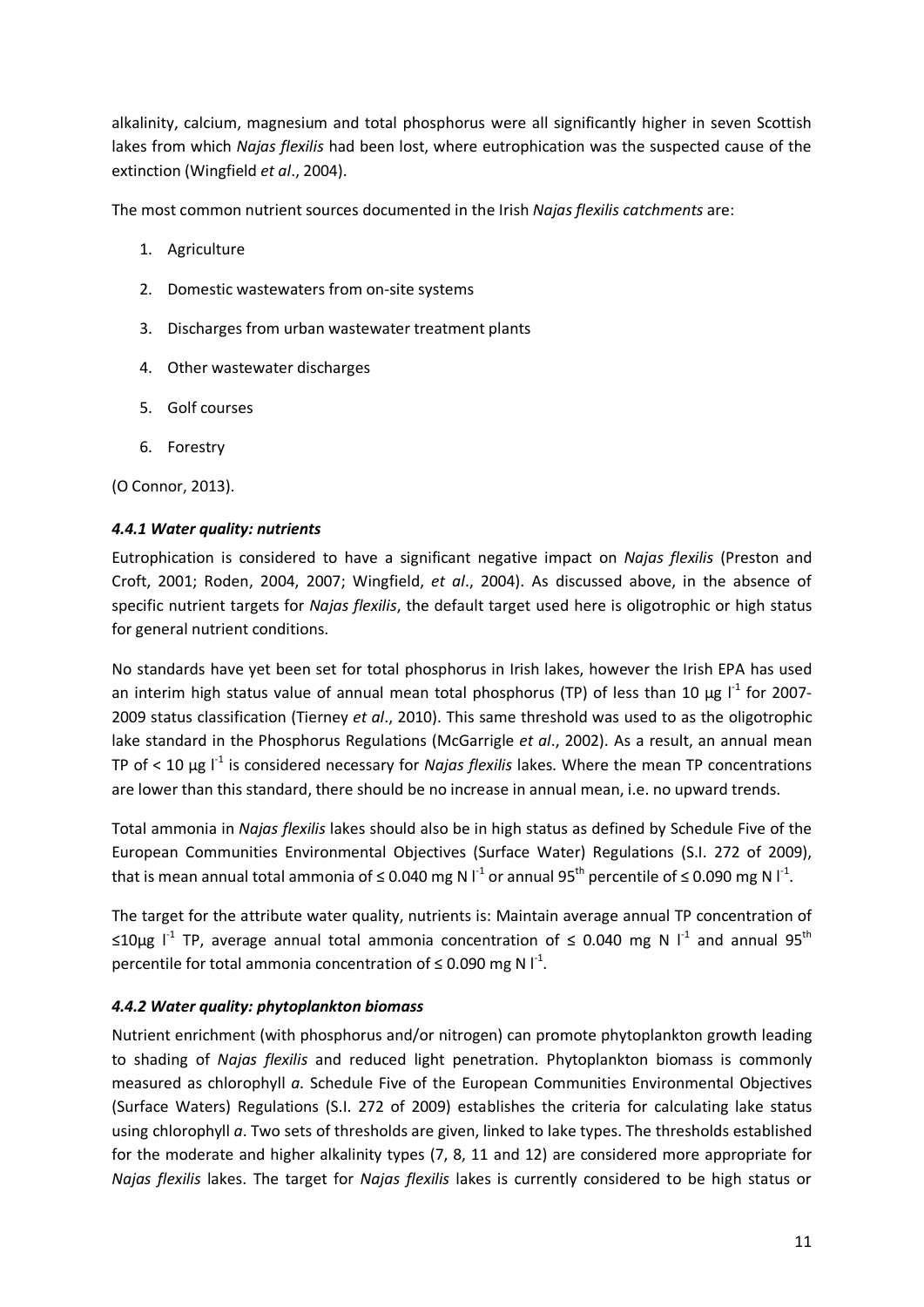alkalinity, calcium, magnesium and total phosphorus were all significantly higher in seven Scottish lakes from which *Najas flexilis* had been lost, where eutrophication was the suspected cause of the extinction (Wingfield *et al*., 2004).

The most common nutrient sources documented in the Irish *Najas flexilis catchments* are:

1. Agriculture
2. Domestic wastewaters from on-site systems
3. Discharges from urban wastewater treatment plants
4. Other wastewater discharges
5. Golf courses
6. Forestry

(O Connor, 2013).

#### *4.4.1 Water quality: nutrients*

Eutrophication is considered to have a significant negative impact on *Najas flexilis* (Preston and Croft, 2001; Roden, 2004, 2007; Wingfield, *et al*., 2004). As discussed above, in the absence of specific nutrient targets for *Najas flexilis*, the default target used here is oligotrophic or high status for general nutrient conditions.

No standards have yet been set for total phosphorus in Irish lakes, however the Irish EPA has used an interim high status value of annual mean total phosphorus (TP) of less than 10 $\mu g\ l^{-1}$ for 2007-2009 status classification (Tierney *et al*., 2010). This same threshold was used to as the oligotrophic lake standard in the Phosphorus Regulations (McGarrigle *et al*., 2002). As a result, an annual mean TP of < 10 $\mu g\ l^{-1}$ is considered necessary for *Najas flexilis* lakes. Where the mean TP concentrations are lower than this standard, there should be no increase in annual mean, i.e. no upward trends.

Total ammonia in *Najas flexilis* lakes should also be in high status as defined by Schedule Five of the European Communities Environmental Objectives (Surface Water) Regulations (S.I. 272 of 2009), that is mean annual total ammonia of ≤ 0.040 mg N $l^{-1}$ or annual 95$^{th}$ percentile of ≤ 0.090 mg N $l^{-1}$.

The target for the attribute water quality, nutrients is: Maintain average annual TP concentration of ≤10µg $l^{-1}$ TP, average annual total ammonia concentration of ≤ 0.040 mg N $l^{-1}$ and annual 95$^{th}$ percentile for total ammonia concentration of ≤ 0.090 mg N $l^{-1}$.

#### *4.4.2 Water quality: phytoplankton biomass*

Nutrient enrichment (with phosphorus and/or nitrogen) can promote phytoplankton growth leading to shading of *Najas flexilis* and reduced light penetration. Phytoplankton biomass is commonly measured as chlorophyll *a*. Schedule Five of the European Communities Environmental Objectives (Surface Waters) Regulations (S.I. 272 of 2009) establishes the criteria for calculating lake status using chlorophyll *a*. Two sets of thresholds are given, linked to lake types. The thresholds established for the moderate and higher alkalinity types (7, 8, 11 and 12) are considered more appropriate for *Najas flexilis* lakes. The target for *Najas flexilis* lakes is currently considered to be high status or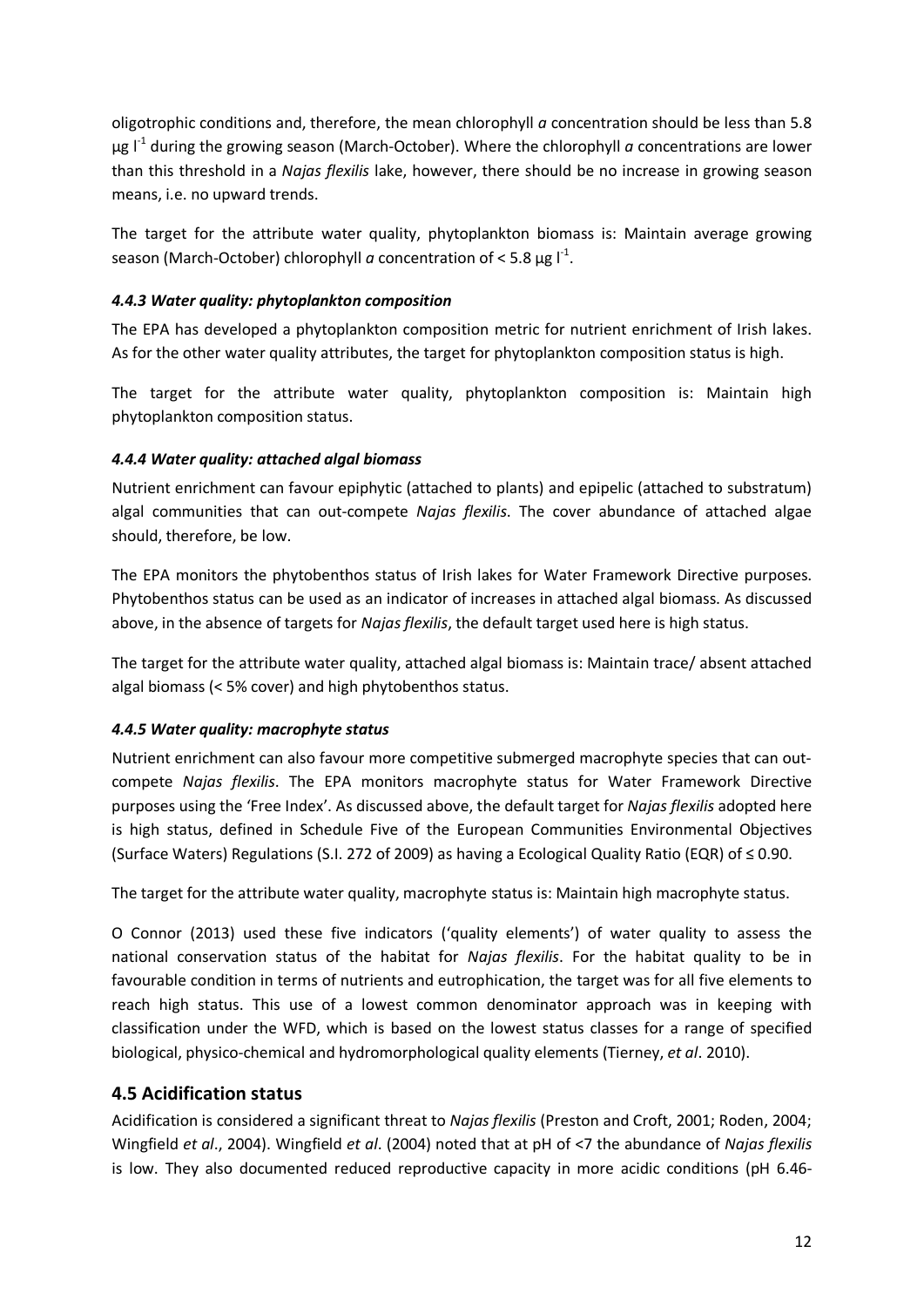oligotrophic conditions and, therefore, the mean chlorophyll *a* concentration should be less than 5.8 $\mu g\ l^{-1}$ during the growing season (March-October). Where the chlorophyll *a* concentrations are lower than this threshold in a *Najas flexilis* lake, however, there should be no increase in growing season means, i.e. no upward trends.

The target for the attribute water quality, phytoplankton biomass is: Maintain average growing season (March-October) chlorophyll *a* concentration of < 5.8 $\mu g\ l^{-1}$.

#### *4.4.3 Water quality: phytoplankton composition*

The EPA has developed a phytoplankton composition metric for nutrient enrichment of Irish lakes. As for the other water quality attributes, the target for phytoplankton composition status is high.

The target for the attribute water quality, phytoplankton composition is: Maintain high phytoplankton composition status.

#### *4.4.4 Water quality: attached algal biomass*

Nutrient enrichment can favour epiphytic (attached to plants) and epipelic (attached to substratum) algal communities that can out-compete *Najas flexilis*. The cover abundance of attached algae should, therefore, be low.

The EPA monitors the phytobenthos status of Irish lakes for Water Framework Directive purposes. Phytobenthos status can be used as an indicator of increases in attached algal biomass. As discussed above, in the absence of targets for *Najas flexilis*, the default target used here is high status.

The target for the attribute water quality, attached algal biomass is: Maintain trace/ absent attached algal biomass (< 5% cover) and high phytobenthos status.

#### *4.4.5 Water quality: macrophyte status*

Nutrient enrichment can also favour more competitive submerged macrophyte species that can out-compete *Najas flexilis*. The EPA monitors macrophyte status for Water Framework Directive purposes using the 'Free Index'. As discussed above, the default target for *Najas flexilis* adopted here is high status, defined in Schedule Five of the European Communities Environmental Objectives (Surface Waters) Regulations (S.I. 272 of 2009) as having a Ecological Quality Ratio (EQR) of ≤ 0.90.

The target for the attribute water quality, macrophyte status is: Maintain high macrophyte status.

O Connor (2013) used these five indicators ('quality elements') of water quality to assess the national conservation status of the habitat for *Najas flexilis*. For the habitat quality to be in favourable condition in terms of nutrients and eutrophication, the target was for all five elements to reach high status. This use of a lowest common denominator approach was in keeping with classification under the WFD, which is based on the lowest status classes for a range of specified biological, physico-chemical and hydromorphological quality elements (Tierney, *et al*. 2010).

## 4.5 Acidification status

Acidification is considered a significant threat to *Najas flexilis* (Preston and Croft, 2001; Roden, 2004; Wingfield *et al*., 2004). Wingfield *et al*. (2004) noted that at pH of <7 the abundance of *Najas flexilis* is low. They also documented reduced reproductive capacity in more acidic conditions (pH 6.46-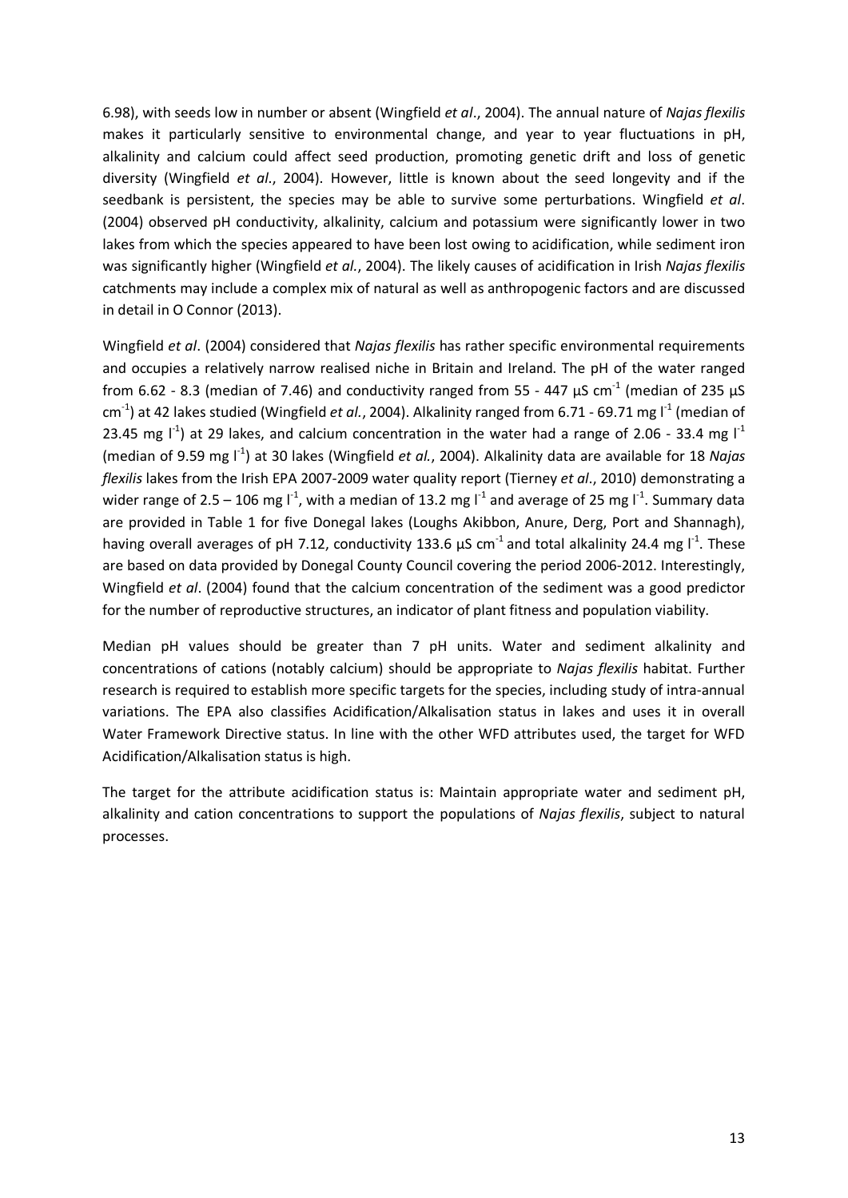6.98), with seeds low in number or absent (Wingfield *et al*., 2004). The annual nature of *Najas flexilis* makes it particularly sensitive to environmental change, and year to year fluctuations in pH, alkalinity and calcium could affect seed production, promoting genetic drift and loss of genetic diversity (Wingfield *et al*., 2004). However, little is known about the seed longevity and if the seedbank is persistent, the species may be able to survive some perturbations. Wingfield *et al*. (2004) observed pH conductivity, alkalinity, calcium and potassium were significantly lower in two lakes from which the species appeared to have been lost owing to acidification, while sediment iron was significantly higher (Wingfield *et al.*, 2004). The likely causes of acidification in Irish *Najas flexilis* catchments may include a complex mix of natural as well as anthropogenic factors and are discussed in detail in O Connor (2013).

Wingfield *et al*. (2004) considered that *Najas flexilis* has rather specific environmental requirements and occupies a relatively narrow realised niche in Britain and Ireland. The pH of the water ranged from 6.62 - 8.3 (median of 7.46) and conductivity ranged from 55 - 447 µS $cm^{-1}$ (median of 235 µS $cm^{-1}$) at 42 lakes studied (Wingfield *et al.*, 2004). Alkalinity ranged from 6.71 - 69.71 mg $l^{-1}$ (median of 23.45 mg $l^{-1}$) at 29 lakes, and calcium concentration in the water had a range of 2.06 - 33.4 mg $l^{-1}$ (median of 9.59 mg $l^{-1}$) at 30 lakes (Wingfield *et al.*, 2004). Alkalinity data are available for 18 *Najas flexilis* lakes from the Irish EPA 2007-2009 water quality report (Tierney *et al*., 2010) demonstrating a wider range of 2.5 – 106 mg $l^{-1}$, with a median of 13.2 mg $l^{-1}$ and average of 25 mg $l^{-1}$. Summary data are provided in Table 1 for five Donegal lakes (Loughs Akibbon, Anure, Derg, Port and Shannagh), having overall averages of pH 7.12, conductivity 133.6 µS $cm^{-1}$ and total alkalinity 24.4 mg $l^{-1}$. These are based on data provided by Donegal County Council covering the period 2006-2012. Interestingly, Wingfield *et al*. (2004) found that the calcium concentration of the sediment was a good predictor for the number of reproductive structures, an indicator of plant fitness and population viability.

Median pH values should be greater than 7 pH units. Water and sediment alkalinity and concentrations of cations (notably calcium) should be appropriate to *Najas flexilis* habitat. Further research is required to establish more specific targets for the species, including study of intra-annual variations. The EPA also classifies Acidification/Alkalisation status in lakes and uses it in overall Water Framework Directive status. In line with the other WFD attributes used, the target for WFD Acidification/Alkalisation status is high.

The target for the attribute acidification status is: Maintain appropriate water and sediment pH, alkalinity and cation concentrations to support the populations of *Najas flexilis*, subject to natural processes.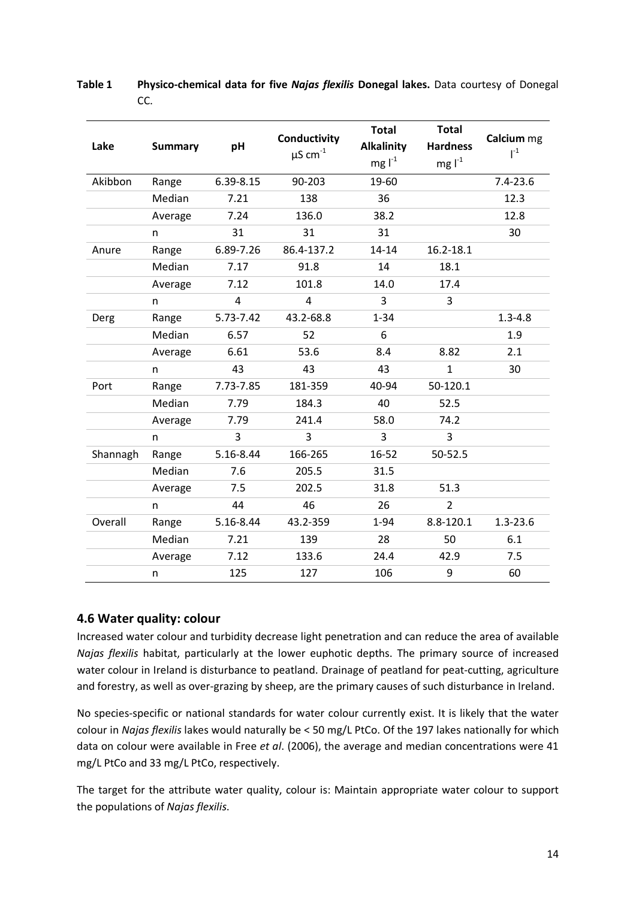**Table 1 Physico-chemical data for five *Najas flexilis* Donegal lakes.** Data courtesy of Donegal CC.

| Lake | Summary | pH | Conductivity µS cm$^{-1}$ | Total Alkalinity mg l$^{-1}$ | Total Hardness mg l$^{-1}$ | Calcium mg l$^{-1}$ |
|---|---|---|---|---|---|---|
| Akibbon | Range | 6.39-8.15 | 90-203 | 19-60 | | 7.4-23.6 |
| | Median | 7.21 | 138 | 36 | | 12.3 |
| | Average | 7.24 | 136.0 | 38.2 | | 12.8 |
| | n | 31 | 31 | 31 | | 30 |
| Anure | Range | 6.89-7.26 | 86.4-137.2 | 14-14 | 16.2-18.1 | |
| | Median | 7.17 | 91.8 | 14 | 18.1 | |
| | Average | 7.12 | 101.8 | 14.0 | 17.4 | |
| | n | 4 | 4 | 3 | 3 | |
| Derg | Range | 5.73-7.42 | 43.2-68.8 | 1-34 | | 1.3-4.8 |
| | Median | 6.57 | 52 | 6 | | 1.9 |
| | Average | 6.61 | 53.6 | 8.4 | 8.82 | 2.1 |
| | n | 43 | 43 | 43 | 1 | 30 |
| Port | Range | 7.73-7.85 | 181-359 | 40-94 | 50-120.1 | |
| | Median | 7.79 | 184.3 | 40 | 52.5 | |
| | Average | 7.79 | 241.4 | 58.0 | 74.2 | |
| | n | 3 | 3 | 3 | 3 | |
| Shannagh | Range | 5.16-8.44 | 166-265 | 16-52 | 50-52.5 | |
| | Median | 7.6 | 205.5 | 31.5 | | |
| | Average | 7.5 | 202.5 | 31.8 | 51.3 | |
| | n | 44 | 46 | 26 | 2 | |
| Overall | Range | 5.16-8.44 | 43.2-359 | 1-94 | 8.8-120.1 | 1.3-23.6 |
| | Median | 7.21 | 139 | 28 | 50 | 6.1 |
| | Average | 7.12 | 133.6 | 24.4 | 42.9 | 7.5 |
| | n | 125 | 127 | 106 | 9 | 60 |

## 4.6 Water quality: colour

Increased water colour and turbidity decrease light penetration and can reduce the area of available *Najas flexilis* habitat, particularly at the lower euphotic depths. The primary source of increased water colour in Ireland is disturbance to peatland. Drainage of peatland for peat-cutting, agriculture and forestry, as well as over-grazing by sheep, are the primary causes of such disturbance in Ireland.

No species-specific or national standards for water colour currently exist. It is likely that the water colour in *Najas flexilis* lakes would naturally be < 50 mg/L PtCo. Of the 197 lakes nationally for which data on colour were available in Free *et al*. (2006), the average and median concentrations were 41 mg/L PtCo and 33 mg/L PtCo, respectively.

The target for the attribute water quality, colour is: Maintain appropriate water colour to support the populations of *Najas flexilis*.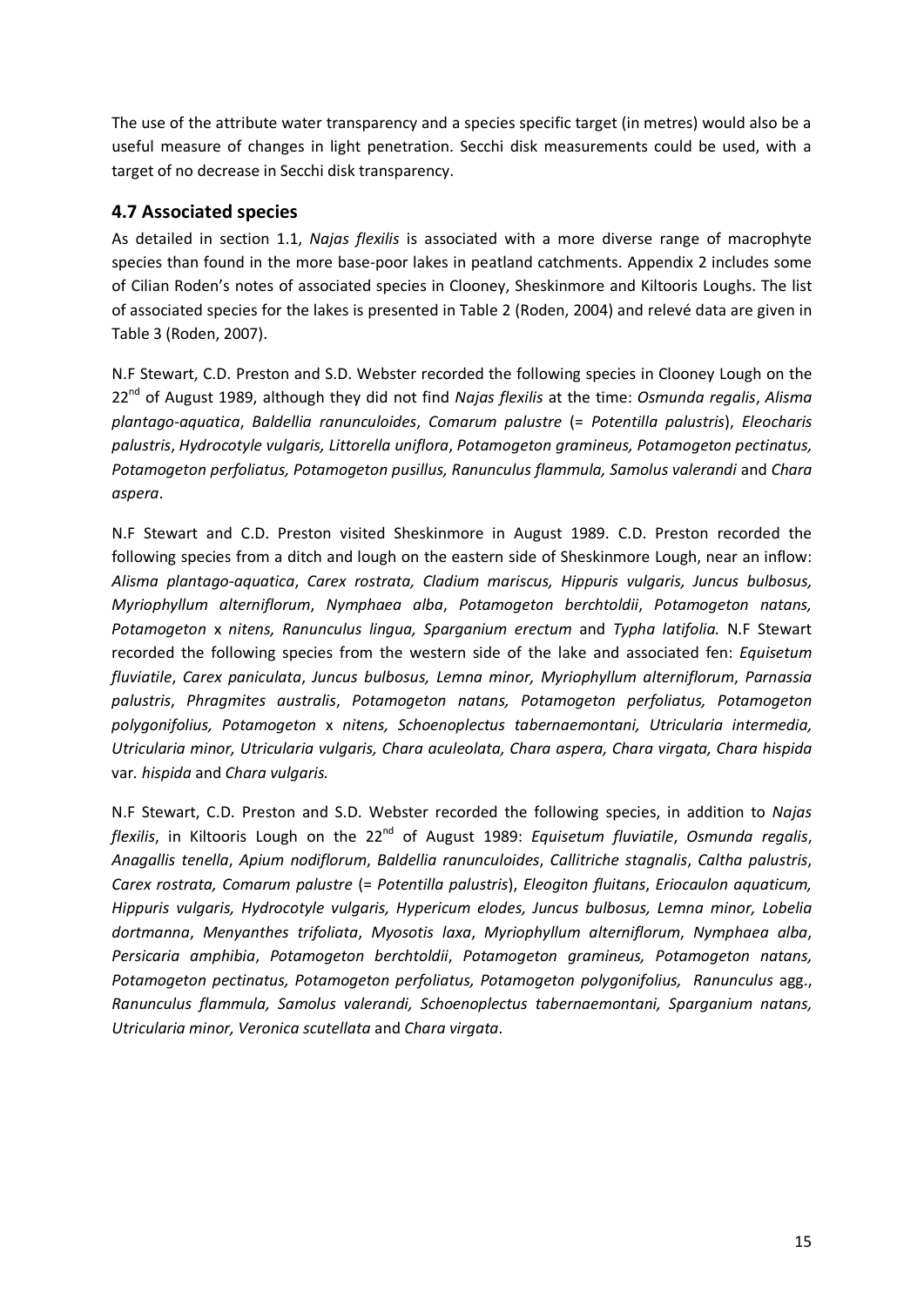The use of the attribute water transparency and a species specific target (in metres) would also be a useful measure of changes in light penetration. Secchi disk measurements could be used, with a target of no decrease in Secchi disk transparency.

## 4.7 Associated species

As detailed in section 1.1, *Najas flexilis* is associated with a more diverse range of macrophyte species than found in the more base-poor lakes in peatland catchments. Appendix 2 includes some of Cilian Roden's notes of associated species in Clooney, Sheskinmore and Kiltooris Loughs. The list of associated species for the lakes is presented in Table 2 (Roden, 2004) and relevé data are given in Table 3 (Roden, 2007).

N.F Stewart, C.D. Preston and S.D. Webster recorded the following species in Clooney Lough on the 22nd of August 1989, although they did not find *Najas flexilis* at the time: *Osmunda regalis*, *Alisma plantago-aquatica*, *Baldellia ranunculoides*, *Comarum palustre* (= *Potentilla palustris*), *Eleocharis palustris*, *Hydrocotyle vulgaris, Littorella uniflora*, *Potamogeton gramineus, Potamogeton pectinatus, Potamogeton perfoliatus, Potamogeton pusillus, Ranunculus flammula, Samolus valerandi* and *Chara aspera*.

N.F Stewart and C.D. Preston visited Sheskinmore in August 1989. C.D. Preston recorded the following species from a ditch and lough on the eastern side of Sheskinmore Lough, near an inflow: *Alisma plantago-aquatica*, *Carex rostrata, Cladium mariscus, Hippuris vulgaris, Juncus bulbosus, Myriophyllum alterniflorum*, *Nymphaea alba*, *Potamogeton berchtoldii*, *Potamogeton natans, Potamogeton* x *nitens, Ranunculus lingua, Sparganium erectum* and *Typha latifolia.* N.F Stewart recorded the following species from the western side of the lake and associated fen: *Equisetum fluviatile*, *Carex paniculata*, *Juncus bulbosus, Lemna minor, Myriophyllum alterniflorum*, *Parnassia palustris*, *Phragmites australis*, *Potamogeton natans, Potamogeton perfoliatus, Potamogeton polygonifolius, Potamogeton* x *nitens, Schoenoplectus tabernaemontani, Utricularia intermedia, Utricularia minor, Utricularia vulgaris, Chara aculeolata, Chara aspera, Chara virgata, Chara hispida* var. *hispida* and *Chara vulgaris.*

N.F Stewart, C.D. Preston and S.D. Webster recorded the following species, in addition to *Najas flexilis*, in Kiltooris Lough on the 22nd of August 1989: *Equisetum fluviatile*, *Osmunda regalis*, *Anagallis tenella*, *Apium nodiflorum*, *Baldellia ranunculoides*, *Callitriche stagnalis*, *Caltha palustris*, *Carex rostrata, Comarum palustre* (= *Potentilla palustris*), *Eleogiton fluitans*, *Eriocaulon aquaticum, Hippuris vulgaris, Hydrocotyle vulgaris, Hypericum elodes, Juncus bulbosus, Lemna minor, Lobelia dortmanna*, *Menyanthes trifoliata*, *Myosotis laxa*, *Myriophyllum alterniflorum*, *Nymphaea alba*, *Persicaria amphibia*, *Potamogeton berchtoldii*, *Potamogeton gramineus, Potamogeton natans, Potamogeton pectinatus, Potamogeton perfoliatus, Potamogeton polygonifolius, Ranunculus* agg., *Ranunculus flammula, Samolus valerandi, Schoenoplectus tabernaemontani, Sparganium natans, Utricularia minor, Veronica scutellata* and *Chara virgata*.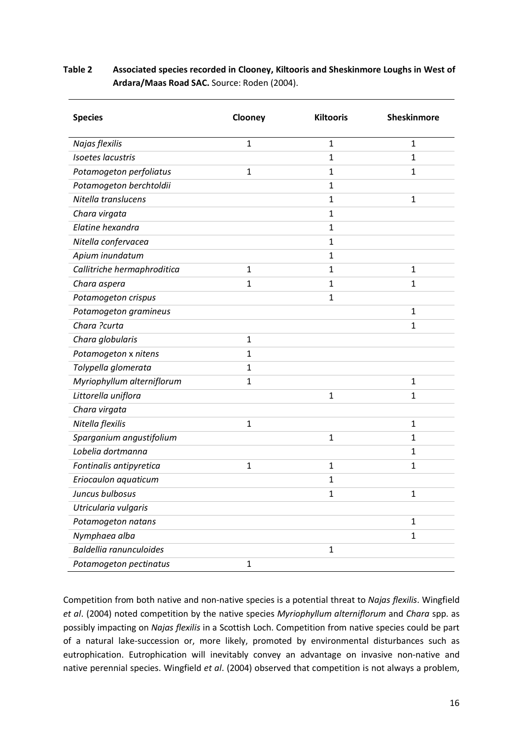**Table 2 Associated species recorded in Clooney, Kiltooris and Sheskinmore Loughs in West of Ardara/Maas Road SAC.** Source: Roden (2004).

| Species | Clooney | Kiltooris | Sheskinmore |
|---|---|---|---|
| *Najas flexilis* | 1 | 1 | 1 |
| *Isoetes lacustris* | | 1 | 1 |
| *Potamogeton perfoliatus* | 1 | 1 | 1 |
| *Potamogeton berchtoldii* | | 1 | |
| *Nitella translucens* | | 1 | 1 |
| *Chara virgata* | | 1 | |
| *Elatine hexandra* | | 1 | |
| *Nitella confervacea* | | 1 | |
| *Apium inundatum* | | 1 | |
| *Callitriche hermaphroditica* | 1 | 1 | 1 |
| *Chara aspera* | 1 | 1 | 1 |
| *Potamogeton crispus* | | 1 | |
| *Potamogeton gramineus* | | | 1 |
| *Chara ?curta* | | | 1 |
| *Chara globularis* | 1 | | |
| *Potamogeton* x *nitens* | 1 | | |
| *Tolypella glomerata* | 1 | | |
| *Myriophyllum alterniflorum* | 1 | | 1 |
| *Littorella uniflora* | | 1 | 1 |
| *Chara virgata* | | | |
| *Nitella flexilis* | 1 | | 1 |
| *Sparganium angustifolium* | | 1 | 1 |
| *Lobelia dortmanna* | | | 1 |
| *Fontinalis antipyretica* | 1 | 1 | 1 |
| *Eriocaulon aquaticum* | | 1 | |
| *Juncus bulbosus* | | 1 | 1 |
| *Utricularia vulgaris* | | | |
| *Potamogeton natans* | | | 1 |
| *Nymphaea alba* | | | 1 |
| *Baldellia ranunculoides* | | 1 | |
| *Potamogeton pectinatus* | 1 | | |

Competition from both native and non-native species is a potential threat to *Najas flexilis*. Wingfield *et al*. (2004) noted competition by the native species *Myriophyllum alterniflorum* and *Chara* spp. as possibly impacting on *Najas flexilis* in a Scottish Loch. Competition from native species could be part of a natural lake-succession or, more likely, promoted by environmental disturbances such as eutrophication. Eutrophication will inevitably convey an advantage on invasive non-native and native perennial species. Wingfield *et al*. (2004) observed that competition is not always a problem,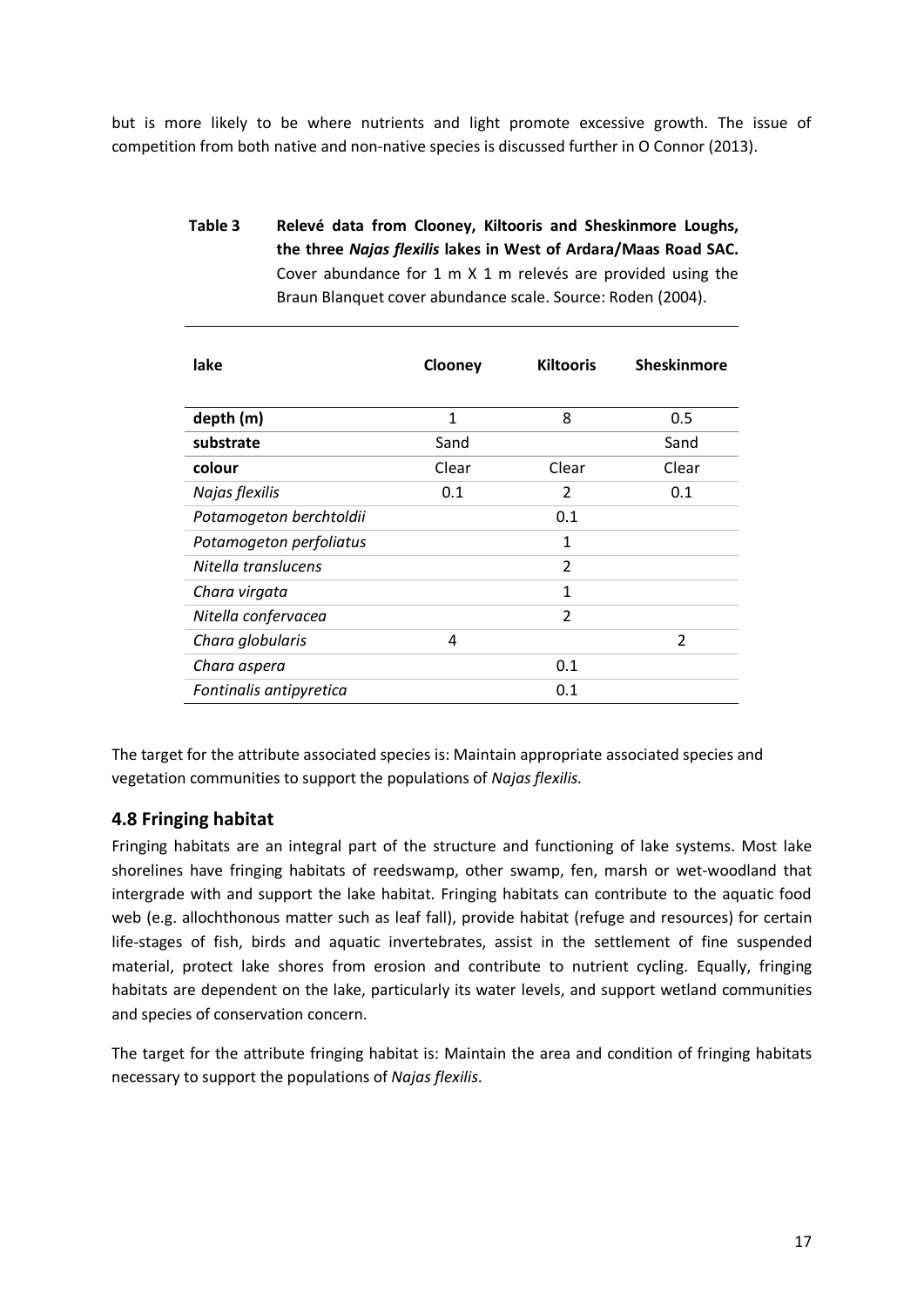but is more likely to be where nutrients and light promote excessive growth. The issue of competition from both native and non-native species is discussed further in O Connor (2013).

**Table 3 Relevé data from Clooney, Kiltooris and Sheskinmore Loughs, the three *Najas flexilis* lakes in West of Ardara/Maas Road SAC.** Cover abundance for 1 m X 1 m relevés are provided using the Braun Blanquet cover abundance scale. Source: Roden (2004).

| lake | Clooney | Kiltooris | Sheskinmore |
|---|---|---|---|
| **depth (m)** | 1 | 8 | 0.5 |
| **substrate** | Sand | | Sand |
| **colour** | Clear | Clear | Clear |
| *Najas flexilis* | 0.1 | 2 | 0.1 |
| *Potamogeton berchtoldii* | | 0.1 | |
| *Potamogeton perfoliatus* | | 1 | |
| *Nitella translucens* | | 2 | |
| *Chara virgata* | | 1 | |
| *Nitella confervacea* | | 2 | |
| *Chara globularis* | 4 | | 2 |
| *Chara aspera* | | 0.1 | |
| *Fontinalis antipyretica* | | 0.1 | |

The target for the attribute associated species is: Maintain appropriate associated species and vegetation communities to support the populations of *Najas flexilis.*

## 4.8 Fringing habitat

Fringing habitats are an integral part of the structure and functioning of lake systems. Most lake shorelines have fringing habitats of reedswamp, other swamp, fen, marsh or wet-woodland that intergrade with and support the lake habitat. Fringing habitats can contribute to the aquatic food web (e.g. allochthonous matter such as leaf fall), provide habitat (refuge and resources) for certain life-stages of fish, birds and aquatic invertebrates, assist in the settlement of fine suspended material, protect lake shores from erosion and contribute to nutrient cycling. Equally, fringing habitats are dependent on the lake, particularly its water levels, and support wetland communities and species of conservation concern.

The target for the attribute fringing habitat is: Maintain the area and condition of fringing habitats necessary to support the populations of *Najas flexilis*.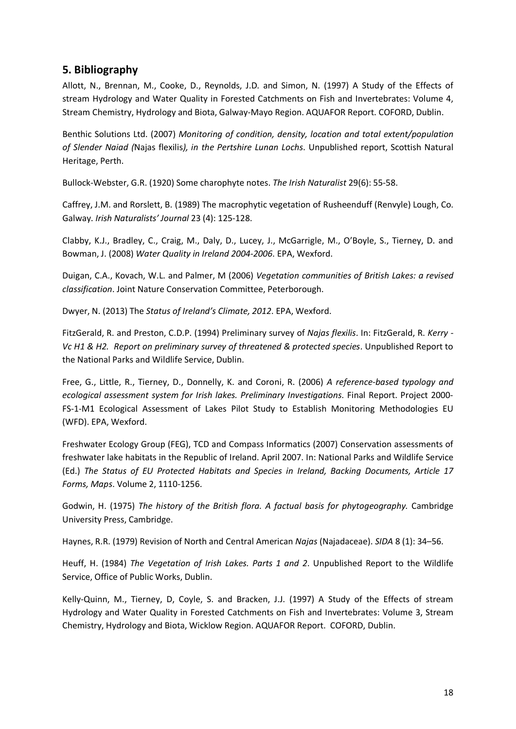## 5. Bibliography

Allott, N., Brennan, M., Cooke, D., Reynolds, J.D. and Simon, N. (1997) A Study of the Effects of stream Hydrology and Water Quality in Forested Catchments on Fish and Invertebrates: Volume 4, Stream Chemistry, Hydrology and Biota, Galway-Mayo Region. AQUAFOR Report. COFORD, Dublin.

Benthic Solutions Ltd. (2007) *Monitoring of condition, density, location and total extent/population of Slender Naiad (*Najas flexilis*), in the Pertshire Lunan Lochs*. Unpublished report, Scottish Natural Heritage, Perth.

Bullock-Webster, G.R. (1920) Some charophyte notes. *The Irish Naturalist* 29(6): 55-58.

Caffrey, J.M. and Rorslett, B. (1989) The macrophytic vegetation of Rusheenduff (Renvyle) Lough, Co. Galway. *Irish Naturalists' Journal* 23 (4): 125-128.

Clabby, K.J., Bradley, C., Craig, M., Daly, D., Lucey, J., McGarrigle, M., O'Boyle, S., Tierney, D. and Bowman, J. (2008) *Water Quality in Ireland 2004-2006*. EPA, Wexford.

Duigan, C.A., Kovach, W.L. and Palmer, M (2006) *Vegetation communities of British Lakes: a revised classification*. Joint Nature Conservation Committee, Peterborough.

Dwyer, N. (2013) The *Status of Ireland's Climate, 2012*. EPA, Wexford.

FitzGerald, R. and Preston, C.D.P. (1994) Preliminary survey of *Najas flexilis*. In: FitzGerald, R. *Kerry - Vc H1 & H2. Report on preliminary survey of threatened & protected species*. Unpublished Report to the National Parks and Wildlife Service, Dublin.

Free, G., Little, R., Tierney, D., Donnelly, K. and Coroni, R. (2006) *A reference-based typology and ecological assessment system for Irish lakes. Preliminary Investigations*. Final Report. Project 2000-FS-1-M1 Ecological Assessment of Lakes Pilot Study to Establish Monitoring Methodologies EU (WFD). EPA, Wexford.

Freshwater Ecology Group (FEG), TCD and Compass Informatics (2007) Conservation assessments of freshwater lake habitats in the Republic of Ireland. April 2007. In: National Parks and Wildlife Service (Ed.) *The Status of EU Protected Habitats and Species in Ireland, Backing Documents, Article 17 Forms, Maps*. Volume 2, 1110-1256.

Godwin, H. (1975) *The history of the British flora. A factual basis for phytogeography.* Cambridge University Press, Cambridge.

Haynes, R.R. (1979) Revision of North and Central American *Najas* (Najadaceae). *SIDA* 8 (1): 34–56.

Heuff, H. (1984) *The Vegetation of Irish Lakes. Parts 1 and 2*. Unpublished Report to the Wildlife Service, Office of Public Works, Dublin.

Kelly-Quinn, M., Tierney, D, Coyle, S. and Bracken, J.J. (1997) A Study of the Effects of stream Hydrology and Water Quality in Forested Catchments on Fish and Invertebrates: Volume 3, Stream Chemistry, Hydrology and Biota, Wicklow Region. AQUAFOR Report. COFORD, Dublin.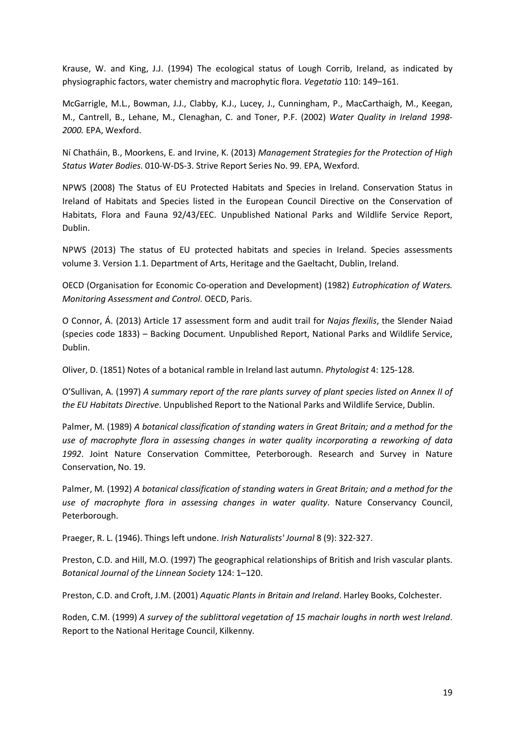Krause, W. and King, J.J. (1994) The ecological status of Lough Corrib, Ireland, as indicated by physiographic factors, water chemistry and macrophytic flora. *Vegetatio* 110: 149–161.

McGarrigle, M.L., Bowman, J.J., Clabby, K.J., Lucey, J., Cunningham, P., MacCarthaigh, M., Keegan, M., Cantrell, B., Lehane, M., Clenaghan, C. and Toner, P.F. (2002) *Water Quality in Ireland 1998-2000.* EPA, Wexford.

Ní Chatháin, B., Moorkens, E. and Irvine, K. (2013) *Management Strategies for the Protection of High Status Water Bodies*. 010-W-DS-3. Strive Report Series No. 99. EPA, Wexford.

NPWS (2008) The Status of EU Protected Habitats and Species in Ireland. Conservation Status in Ireland of Habitats and Species listed in the European Council Directive on the Conservation of Habitats, Flora and Fauna 92/43/EEC. Unpublished National Parks and Wildlife Service Report, Dublin.

NPWS (2013) The status of EU protected habitats and species in Ireland. Species assessments volume 3. Version 1.1. Department of Arts, Heritage and the Gaeltacht, Dublin, Ireland.

OECD (Organisation for Economic Co-operation and Development) (1982) *Eutrophication of Waters. Monitoring Assessment and Control*. OECD, Paris.

O Connor, Á. (2013) Article 17 assessment form and audit trail for *Najas flexilis*, the Slender Naiad (species code 1833) – Backing Document. Unpublished Report, National Parks and Wildlife Service, Dublin.

Oliver, D. (1851) Notes of a botanical ramble in Ireland last autumn. *Phytologist* 4: 125-128.

O'Sullivan, A. (1997) *A summary report of the rare plants survey of plant species listed on Annex II of the EU Habitats Directive*. Unpublished Report to the National Parks and Wildlife Service, Dublin.

Palmer, M. (1989) *A botanical classification of standing waters in Great Britain; and a method for the use of macrophyte flora in assessing changes in water quality incorporating a reworking of data 1992*. Joint Nature Conservation Committee, Peterborough. Research and Survey in Nature Conservation, No. 19.

Palmer, M. (1992) *A botanical classification of standing waters in Great Britain; and a method for the use of macrophyte flora in assessing changes in water quality*. Nature Conservancy Council, Peterborough.

Praeger, R. L. (1946). Things left undone. *Irish Naturalists' Journal* 8 (9): 322-327.

Preston, C.D. and Hill, M.O. (1997) The geographical relationships of British and Irish vascular plants. *Botanical Journal of the Linnean Society* 124: 1–120.

Preston, C.D. and Croft, J.M. (2001) *Aquatic Plants in Britain and Ireland*. Harley Books, Colchester.

Roden, C.M. (1999) *A survey of the sublittoral vegetation of 15 machair loughs in north west Ireland*. Report to the National Heritage Council, Kilkenny.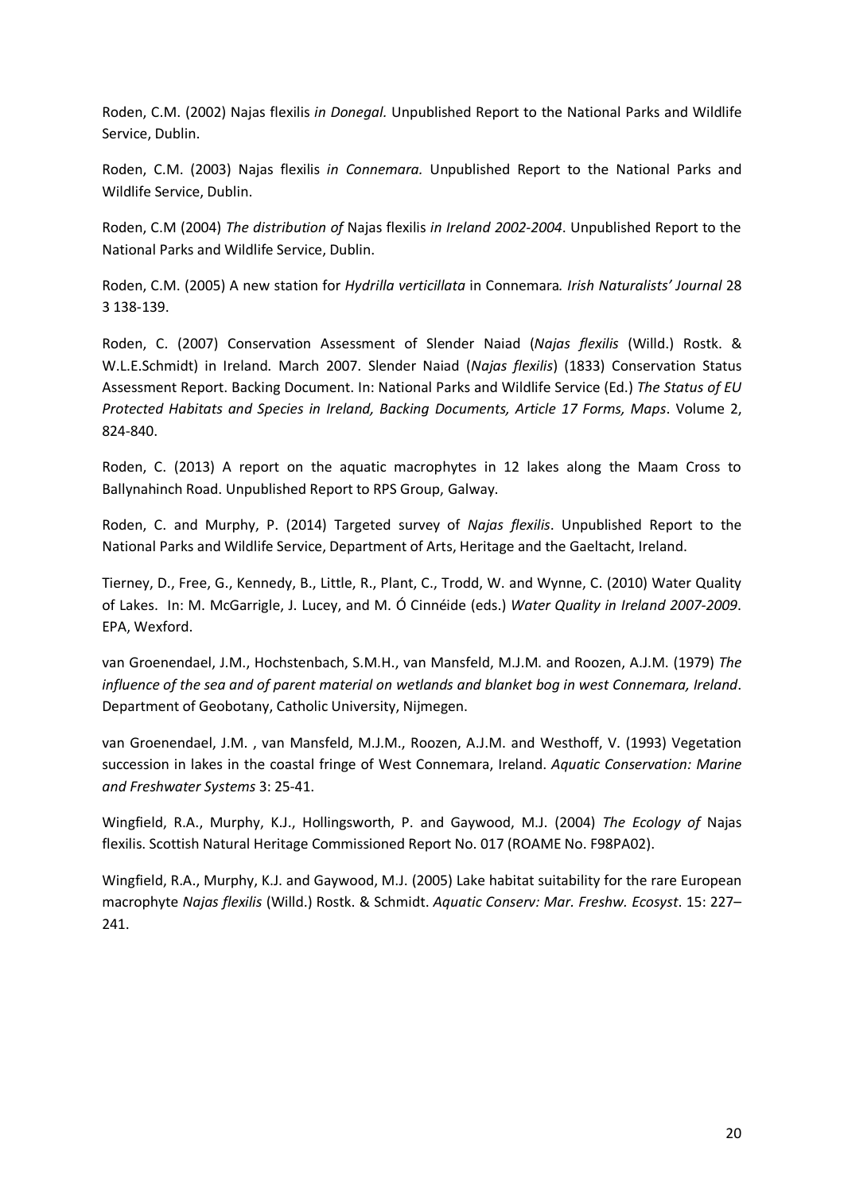Roden, C.M. (2002) Najas flexilis *in Donegal*. Unpublished Report to the National Parks and Wildlife Service, Dublin.

Roden, C.M. (2003) Najas flexilis *in Connemara.* Unpublished Report to the National Parks and Wildlife Service, Dublin.

Roden, C.M (2004) *The distribution of* Najas flexilis *in Ireland 2002-2004*. Unpublished Report to the National Parks and Wildlife Service, Dublin.

Roden, C.M. (2005) A new station for *Hydrilla verticillata* in Connemara*. Irish Naturalists' Journal* 28 3 138-139.

Roden, C. (2007) Conservation Assessment of Slender Naiad (*Najas flexilis* (Willd.) Rostk. & W.L.E.Schmidt) in Ireland. March 2007. Slender Naiad (*Najas flexilis*) (1833) Conservation Status Assessment Report. Backing Document. In: National Parks and Wildlife Service (Ed.) *The Status of EU Protected Habitats and Species in Ireland, Backing Documents, Article 17 Forms, Maps*. Volume 2, 824-840.

Roden, C. (2013) A report on the aquatic macrophytes in 12 lakes along the Maam Cross to Ballynahinch Road. Unpublished Report to RPS Group, Galway.

Roden, C. and Murphy, P. (2014) Targeted survey of *Najas flexilis*. Unpublished Report to the National Parks and Wildlife Service, Department of Arts, Heritage and the Gaeltacht, Ireland.

Tierney, D., Free, G., Kennedy, B., Little, R., Plant, C., Trodd, W. and Wynne, C. (2010) Water Quality of Lakes. In: M. McGarrigle, J. Lucey, and M. Ó Cinnéide (eds.) *Water Quality in Ireland 2007-2009*. EPA, Wexford.

van Groenendael, J.M., Hochstenbach, S.M.H., van Mansfeld, M.J.M. and Roozen, A.J.M. (1979) *The influence of the sea and of parent material on wetlands and blanket bog in west Connemara, Ireland*. Department of Geobotany, Catholic University, Nijmegen.

van Groenendael, J.M. , van Mansfeld, M.J.M., Roozen, A.J.M. and Westhoff, V. (1993) Vegetation succession in lakes in the coastal fringe of West Connemara, Ireland. *Aquatic Conservation: Marine and Freshwater Systems* 3: 25-41.

Wingfield, R.A., Murphy, K.J., Hollingsworth, P. and Gaywood, M.J. (2004) *The Ecology of* Najas flexilis. Scottish Natural Heritage Commissioned Report No. 017 (ROAME No. F98PA02).

Wingfield, R.A., Murphy, K.J. and Gaywood, M.J. (2005) Lake habitat suitability for the rare European macrophyte *Najas flexilis* (Willd.) Rostk. & Schmidt. *Aquatic Conserv: Mar. Freshw. Ecosyst*. 15: 227–241.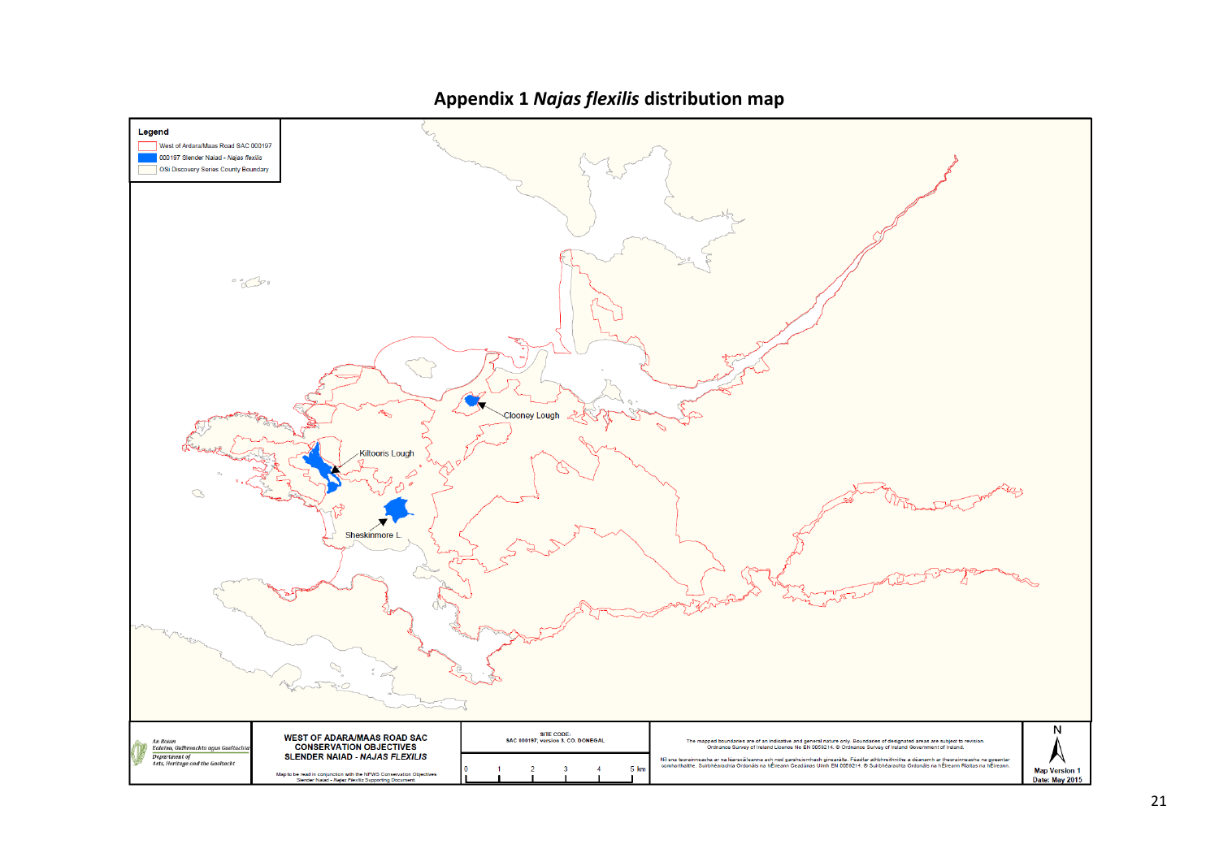## Appendix 1 *Najas flexilis* distribution map

Legend

West of Ardara/Maas Road SAC 000197

000197 Slender Naiad - *Najas flexilis*

OSi Discovery Series County Boundary

Clooney Lough

Kiltooris Lough

Sheskinmore L.

An Roinn Ealaíon, Oidhreachta agus Gaeltachta
Department of Arts, Heritage and the Gaeltacht

WEST OF ADARA/MAAS ROAD SAC
CONSERVATION OBJECTIVES
SLENDER NAIAD - *NAJAS FLEXILIS*

Map to be read in conjunction with the NPWS Conservation Objectives Slender Naiad - *Najas Flexilis* Supporting Document

SITE CODE: SAC 000197; version 3. CO. DONEGAL

0 1 2 3 4 5 km

The mapped boundaries are of an indicative and general nature only. Boundaries of designated areas are subject to revision. Ordnance Survey of Ireland Licence No EN 0059214. © Ordnance Survey of Ireland Government of Ireland.

Níl sna teorainneacha ar na léarscáileanna ach nod garshuiomhach ginearálta. Féadfar athbhreithnithe a déanamh ar theorainneacha na gceantar comharthaithe. Suirbhéarachta Ordonáis na hÉireann Ceadúnas Uimh EN 0059214. © Suirbhéarachta Ordonáis na hÉireann Rialtas na hÉireann.

N

Map Version 1
Date: May 2015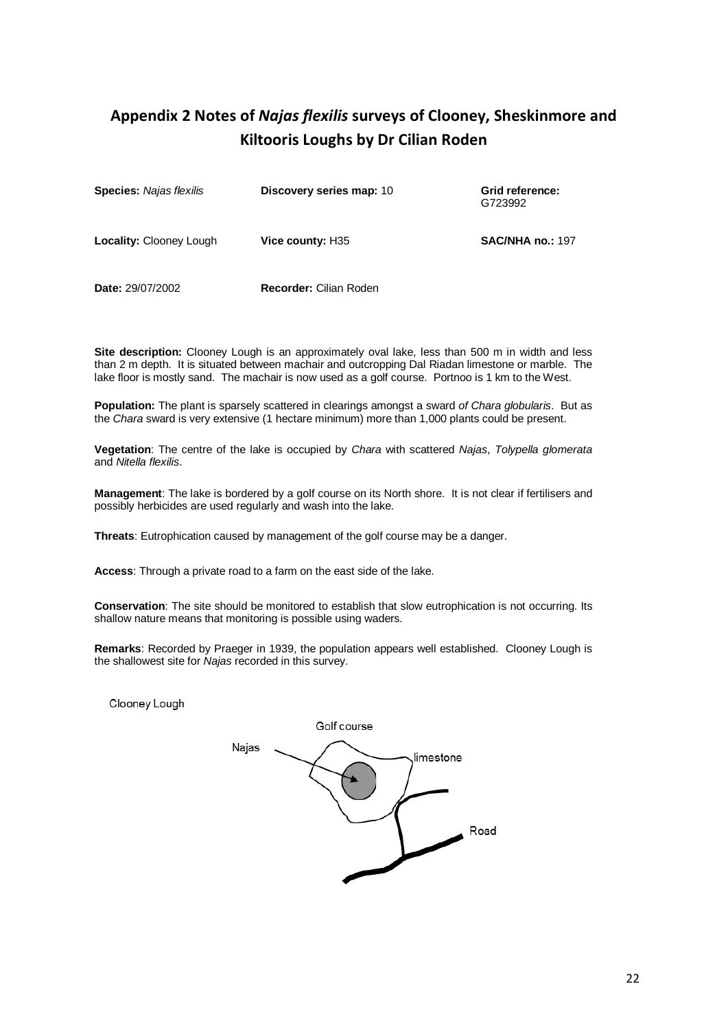## Appendix 2 Notes of *Najas flexilis* surveys of Clooney, Sheskinmore and Kiltooris Loughs by Dr Cilian Roden

**Species:** *Najas flexilis*

**Discovery series map:** 10

**Grid reference:** G723992

**Locality:** Clooney Lough

**Vice county:** H35

**SAC/NHA no.:** 197

**Date:** 29/07/2002

**Recorder:** Cilian Roden

**Site description:** Clooney Lough is an approximately oval lake, less than 500 m in width and less than 2 m depth. It is situated between machair and outcropping Dal Riadan limestone or marble. The lake floor is mostly sand. The machair is now used as a golf course. Portnoo is 1 km to the West.

**Population:** The plant is sparsely scattered in clearings amongst a sward *of Chara globularis*. But as the *Chara* sward is very extensive (1 hectare minimum) more than 1,000 plants could be present.

**Vegetation**: The centre of the lake is occupied by *Chara* with scattered *Najas*, *Tolypella glomerata* and *Nitella flexilis*.

**Management**: The lake is bordered by a golf course on its North shore. It is not clear if fertilisers and possibly herbicides are used regularly and wash into the lake.

**Threats**: Eutrophication caused by management of the golf course may be a danger.

**Access**: Through a private road to a farm on the east side of the lake.

**Conservation**: The site should be monitored to establish that slow eutrophication is not occurring. Its shallow nature means that monitoring is possible using waders.

**Remarks**: Recorded by Praeger in 1939, the population appears well established. Clooney Lough is the shallowest site for *Najas* recorded in this survey.

Clooney Lough

Golf course

Najas

limestone

Road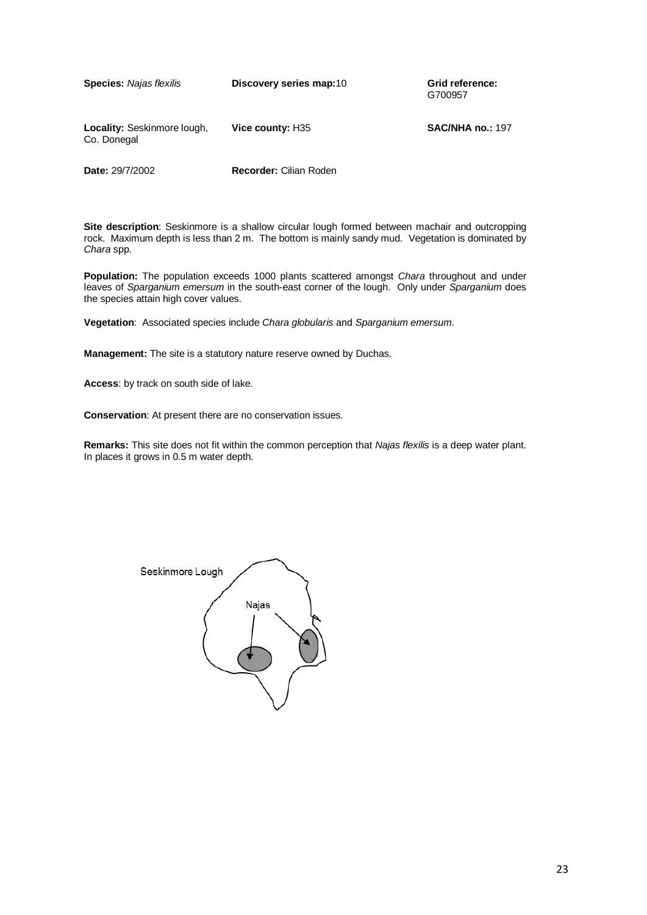**Species:** *Najas flexilis* | **Discovery series map:** 10 | **Grid reference:** G700957

**Locality:** Seskinmore lough, Co. Donegal | **Vice county:** H35 | **SAC/NHA no.:** 197

**Date:** 29/7/2002 | **Recorder:** Cilian Roden

**Site description**: Seskinmore is a shallow circular lough formed between machair and outcropping rock. Maximum depth is less than 2 m. The bottom is mainly sandy mud. Vegetation is dominated by *Chara* spp.

**Population:** The population exceeds 1000 plants scattered amongst *Chara* throughout and under leaves of *Sparganium emersum* in the south-east corner of the lough. Only under *Sparganium* does the species attain high cover values.

**Vegetation**: Associated species include *Chara globularis* and *Sparganium emersum*.

**Management:** The site is a statutory nature reserve owned by Duchas.

**Access**: by track on south side of lake.

**Conservation**: At present there are no conservation issues.

**Remarks:** This site does not fit within the common perception that *Najas flexilis* is a deep water plant. In places it grows in 0.5 m water depth.

Seskinmore Lough

Najas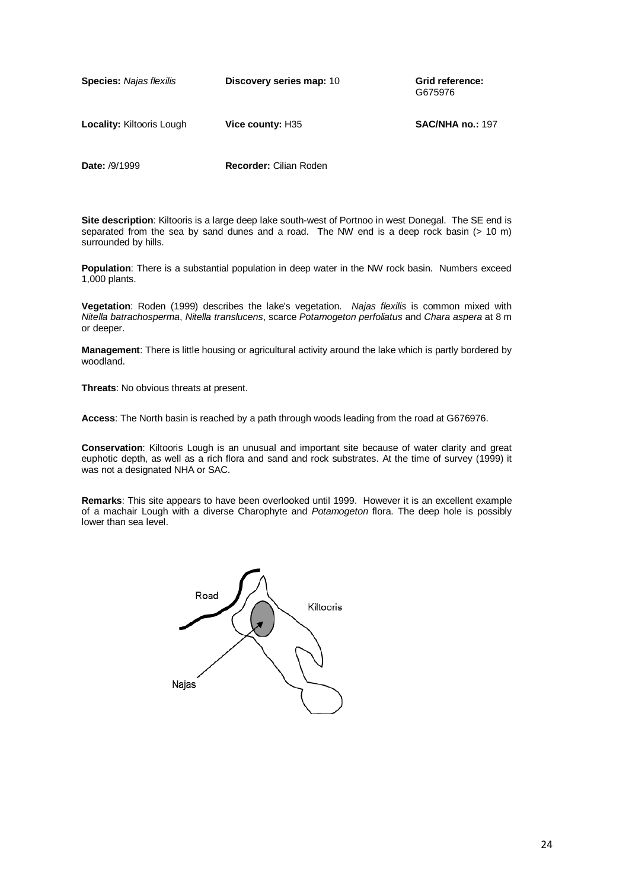**Species:** *Najas flexilis* **Discovery series map:** 10 **Grid reference:** G675976

**Locality:** Kiltooris Lough **Vice county:** H35 **SAC/NHA no.:** 197

**Date:** /9/1999 **Recorder:** Cilian Roden

**Site description**: Kiltooris is a large deep lake south-west of Portnoo in west Donegal. The SE end is separated from the sea by sand dunes and a road. The NW end is a deep rock basin (> 10 m) surrounded by hills.

**Population**: There is a substantial population in deep water in the NW rock basin. Numbers exceed 1,000 plants.

**Vegetation**: Roden (1999) describes the lake's vegetation. *Najas flexilis* is common mixed with *Nitella batrachosperma*, *Nitella translucens*, scarce *Potamogeton perfoliatus* and *Chara aspera* at 8 m or deeper.

**Management**: There is little housing or agricultural activity around the lake which is partly bordered by woodland.

**Threats**: No obvious threats at present.

**Access**: The North basin is reached by a path through woods leading from the road at G676976.

**Conservation**: Kiltooris Lough is an unusual and important site because of water clarity and great euphotic depth, as well as a rich flora and sand and rock substrates. At the time of survey (1999) it was not a designated NHA or SAC.

**Remarks**: This site appears to have been overlooked until 1999. However it is an excellent example of a machair Lough with a diverse Charophyte and *Potamogeton* flora. The deep hole is possibly lower than sea level.

Road

Kiltooris

Najas